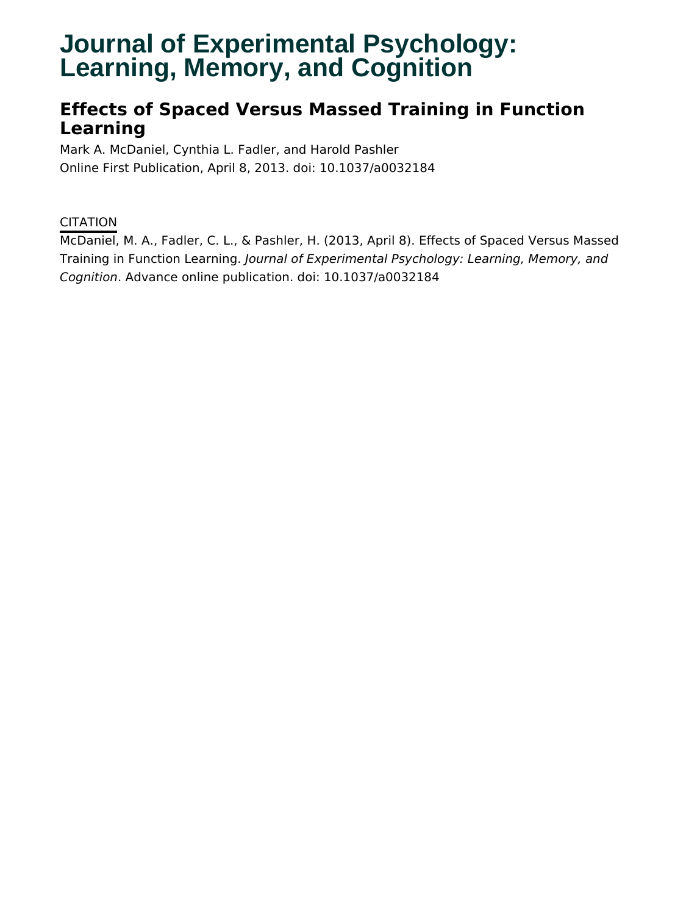# Journal of Experimental Psychology: Learning, Memory, and Cognition

## Effects of Spaced Versus Massed Training in Function Learning

Mark A. McDaniel, Cynthia L. Fadler, and Harold Pashler

Online First Publication, April 8, 2013. doi: 10.1037/a0032184

CITATION

McDaniel, M. A., Fadler, C. L., & Pashler, H. (2013, April 8). Effects of Spaced Versus Massed Training in Function Learning. *Journal of Experimental Psychology: Learning, Memory, and Cognition*. Advance online publication. doi: 10.1037/a0032184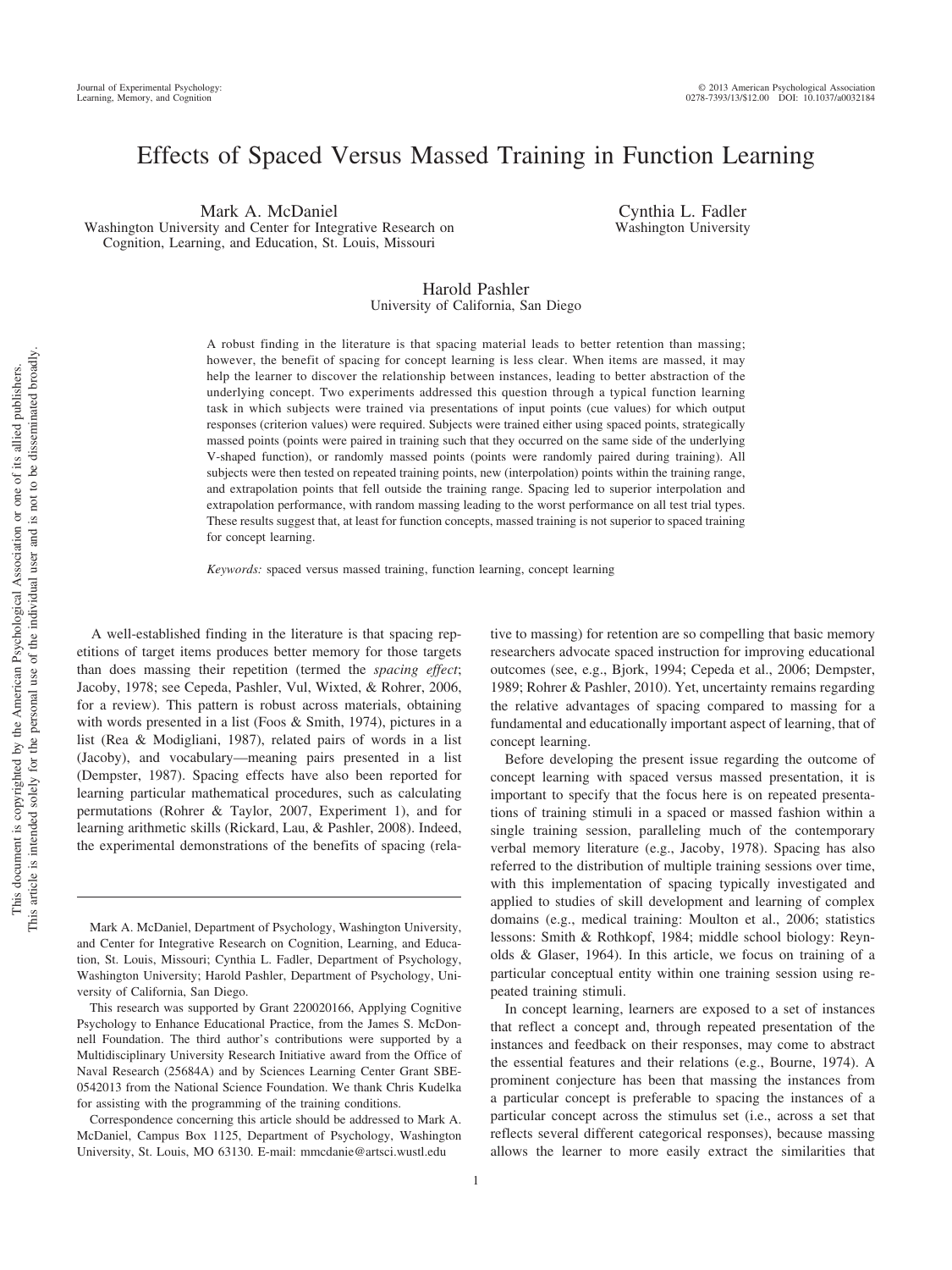# Effects of Spaced Versus Massed Training in Function Learning

Mark A. McDaniel
Washington University and Center for Integrative Research on Cognition, Learning, and Education, St. Louis, Missouri

Cynthia L. Fadler
Washington University

Harold Pashler
University of California, San Diego

A robust finding in the literature is that spacing material leads to better retention than massing; however, the benefit of spacing for concept learning is less clear. When items are massed, it may help the learner to discover the relationship between instances, leading to better abstraction of the underlying concept. Two experiments addressed this question through a typical function learning task in which subjects were trained via presentations of input points (cue values) for which output responses (criterion values) were required. Subjects were trained either using spaced points, strategically massed points (points were paired in training such that they occurred on the same side of the underlying V-shaped function), or randomly massed points (points were randomly paired during training). All subjects were then tested on repeated training points, new (interpolation) points within the training range, and extrapolation points that fell outside the training range. Spacing led to superior interpolation and extrapolation performance, with random massing leading to the worst performance on all test trial types. These results suggest that, at least for function concepts, massed training is not superior to spaced training for concept learning.

*Keywords:* spaced versus massed training, function learning, concept learning

A well-established finding in the literature is that spacing repetitions of target items produces better memory for those targets than does massing their repetition (termed the *spacing effect*; Jacoby, 1978; see Cepeda, Pashler, Vul, Wixted, & Rohrer, 2006, for a review). This pattern is robust across materials, obtaining with words presented in a list (Foos & Smith, 1974), pictures in a list (Rea & Modigliani, 1987), related pairs of words in a list (Jacoby), and vocabulary—meaning pairs presented in a list (Dempster, 1987). Spacing effects have also been reported for learning particular mathematical procedures, such as calculating permutations (Rohrer & Taylor, 2007, Experiment 1), and for learning arithmetic skills (Rickard, Lau, & Pashler, 2008). Indeed, the experimental demonstrations of the benefits of spacing (relative to massing) for retention are so compelling that basic memory researchers advocate spaced instruction for improving educational outcomes (see, e.g., Bjork, 1994; Cepeda et al., 2006; Dempster, 1989; Rohrer & Pashler, 2010). Yet, uncertainty remains regarding the relative advantages of spacing compared to massing for a fundamental and educationally important aspect of learning, that of concept learning.

Before developing the present issue regarding the outcome of concept learning with spaced versus massed presentation, it is important to specify that the focus here is on repeated presentations of training stimuli in a spaced or massed fashion within a single training session, paralleling much of the contemporary verbal memory literature (e.g., Jacoby, 1978). Spacing has also referred to the distribution of multiple training sessions over time, with this implementation of spacing typically investigated and applied to studies of skill development and learning of complex domains (e.g., medical training: Moulton et al., 2006; statistics lessons: Smith & Rothkopf, 1984; middle school biology: Reynolds & Glaser, 1964). In this article, we focus on training of a particular conceptual entity within one training session using repeated training stimuli.

In concept learning, learners are exposed to a set of instances that reflect a concept and, through repeated presentation of the instances and feedback on their responses, may come to abstract the essential features and their relations (e.g., Bourne, 1974). A prominent conjecture has been that massing the instances from a particular concept is preferable to spacing the instances of a particular concept across the stimulus set (i.e., across a set that reflects several different categorical responses), because massing allows the learner to more easily extract the similarities that

Mark A. McDaniel, Department of Psychology, Washington University, and Center for Integrative Research on Cognition, Learning, and Education, St. Louis, Missouri; Cynthia L. Fadler, Department of Psychology, Washington University; Harold Pashler, Department of Psychology, University of California, San Diego.

This research was supported by Grant 220020166, Applying Cognitive Psychology to Enhance Educational Practice, from the James S. McDonnell Foundation. The third author's contributions were supported by a Multidisciplinary University Research Initiative award from the Office of Naval Research (25684A) and by Sciences Learning Center Grant SBE-0542013 from the National Science Foundation. We thank Chris Kudelka for assisting with the programming of the training conditions.

Correspondence concerning this article should be addressed to Mark A. McDaniel, Campus Box 1125, Department of Psychology, Washington University, St. Louis, MO 63130. E-mail: mmcdanie@artsci.wustl.edu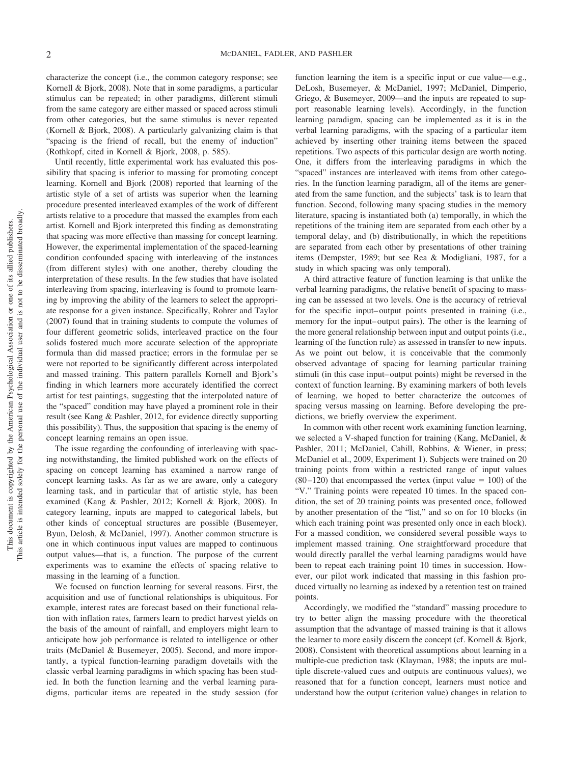characterize the concept (i.e., the common category response; see Kornell & Bjork, 2008). Note that in some paradigms, a particular stimulus can be repeated; in other paradigms, different stimuli from the same category are either massed or spaced across stimuli from other categories, but the same stimulus is never repeated (Kornell & Bjork, 2008). A particularly galvanizing claim is that "spacing is the friend of recall, but the enemy of induction" (Rothkopf, cited in Kornell & Bjork, 2008, p. 585).

Until recently, little experimental work has evaluated this possibility that spacing is inferior to massing for promoting concept learning. Kornell and Bjork (2008) reported that learning of the artistic style of a set of artists was superior when the learning procedure presented interleaved examples of the work of different artists relative to a procedure that massed the examples from each artist. Kornell and Bjork interpreted this finding as demonstrating that spacing was more effective than massing for concept learning. However, the experimental implementation of the spaced-learning condition confounded spacing with interleaving of the instances (from different styles) with one another, thereby clouding the interpretation of these results. In the few studies that have isolated interleaving from spacing, interleaving is found to promote learning by improving the ability of the learners to select the appropriate response for a given instance. Specifically, Rohrer and Taylor (2007) found that in training students to compute the volumes of four different geometric solids, interleaved practice on the four solids fostered much more accurate selection of the appropriate formula than did massed practice; errors in the formulae per se were not reported to be significantly different across interpolated and massed training. This pattern parallels Kornell and Bjork's finding in which learners more accurately identified the correct artist for test paintings, suggesting that the interpolated nature of the "spaced" condition may have played a prominent role in their result (see Kang & Pashler, 2012, for evidence directly supporting this possibility). Thus, the supposition that spacing is the enemy of concept learning remains an open issue.

The issue regarding the confounding of interleaving with spacing notwithstanding, the limited published work on the effects of spacing on concept learning has examined a narrow range of concept learning tasks. As far as we are aware, only a category learning task, and in particular that of artistic style, has been examined (Kang & Pashler, 2012; Kornell & Bjork, 2008). In category learning, inputs are mapped to categorical labels, but other kinds of conceptual structures are possible (Busemeyer, Byun, Delosh, & McDaniel, 1997). Another common structure is one in which continuous input values are mapped to continuous output values—that is, a function. The purpose of the current experiments was to examine the effects of spacing relative to massing in the learning of a function.

We focused on function learning for several reasons. First, the acquisition and use of functional relationships is ubiquitous. For example, interest rates are forecast based on their functional relation with inflation rates, farmers learn to predict harvest yields on the basis of the amount of rainfall, and employers might learn to anticipate how job performance is related to intelligence or other traits (McDaniel & Busemeyer, 2005). Second, and more importantly, a typical function-learning paradigm dovetails with the classic verbal learning paradigms in which spacing has been studied. In both the function learning and the verbal learning paradigms, particular items are repeated in the study session (for function learning the item is a specific input or cue value—e.g., DeLosh, Busemeyer, & McDaniel, 1997; McDaniel, Dimperio, Griego, & Busemeyer, 2009—and the inputs are repeated to support reasonable learning levels). Accordingly, in the function learning paradigm, spacing can be implemented as it is in the verbal learning paradigms, with the spacing of a particular item achieved by inserting other training items between the spaced repetitions. Two aspects of this particular design are worth noting. One, it differs from the interleaving paradigms in which the "spaced" instances are interleaved with items from other categories. In the function learning paradigm, all of the items are generated from the same function, and the subjects' task is to learn that function. Second, following many spacing studies in the memory literature, spacing is instantiated both (a) temporally, in which the repetitions of the training item are separated from each other by a temporal delay, and (b) distributionally, in which the repetitions are separated from each other by presentations of other training items (Dempster, 1989; but see Rea & Modigliani, 1987, for a study in which spacing was only temporal).

A third attractive feature of function learning is that unlike the verbal learning paradigms, the relative benefit of spacing to massing can be assessed at two levels. One is the accuracy of retrieval for the specific input–output points presented in training (i.e., memory for the input–output pairs). The other is the learning of the more general relationship between input and output points (i.e., learning of the function rule) as assessed in transfer to new inputs. As we point out below, it is conceivable that the commonly observed advantage of spacing for learning particular training stimuli (in this case input–output points) might be reversed in the context of function learning. By examining markers of both levels of learning, we hoped to better characterize the outcomes of spacing versus massing on learning. Before developing the predictions, we briefly overview the experiment.

In common with other recent work examining function learning, we selected a V-shaped function for training (Kang, McDaniel, & Pashler, 2011; McDaniel, Cahill, Robbins, & Wiener, in press; McDaniel et al., 2009, Experiment 1). Subjects were trained on 20 training points from within a restricted range of input values (80–120) that encompassed the vertex (input value = 100) of the "V." Training points were repeated 10 times. In the spaced condition, the set of 20 training points was presented once, followed by another presentation of the "list," and so on for 10 blocks (in which each training point was presented only once in each block). For a massed condition, we considered several possible ways to implement massed training. One straightforward procedure that would directly parallel the verbal learning paradigms would have been to repeat each training point 10 times in succession. However, our pilot work indicated that massing in this fashion produced virtually no learning as indexed by a retention test on trained points.

Accordingly, we modified the "standard" massing procedure to try to better align the massing procedure with the theoretical assumption that the advantage of massed training is that it allows the learner to more easily discern the concept (cf. Kornell & Bjork, 2008). Consistent with theoretical assumptions about learning in a multiple-cue prediction task (Klayman, 1988; the inputs are multiple discrete-valued cues and outputs are continuous values), we reasoned that for a function concept, learners must notice and understand how the output (criterion value) changes in relation to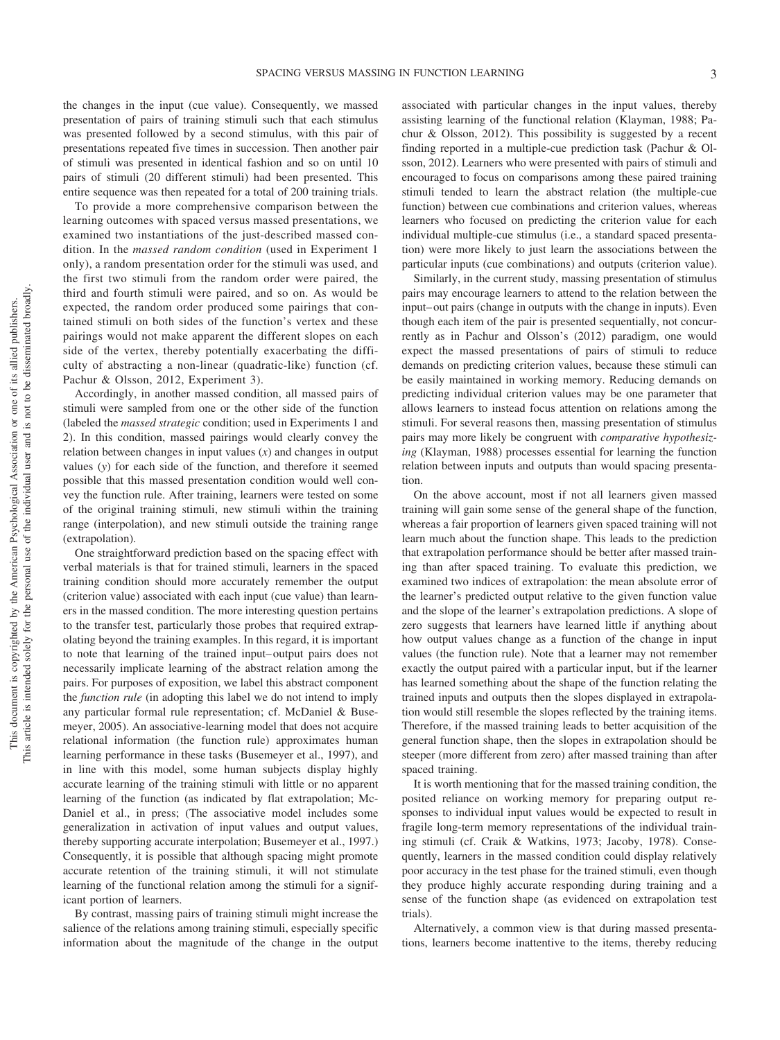the changes in the input (cue value). Consequently, we massed presentation of pairs of training stimuli such that each stimulus was presented followed by a second stimulus, with this pair of presentations repeated five times in succession. Then another pair of stimuli was presented in identical fashion and so on until 10 pairs of stimuli (20 different stimuli) had been presented. This entire sequence was then repeated for a total of 200 training trials.

To provide a more comprehensive comparison between the learning outcomes with spaced versus massed presentations, we examined two instantiations of the just-described massed condition. In the *massed random condition* (used in Experiment 1 only), a random presentation order for the stimuli was used, and the first two stimuli from the random order were paired, the third and fourth stimuli were paired, and so on. As would be expected, the random order produced some pairings that contained stimuli on both sides of the function's vertex and these pairings would not make apparent the different slopes on each side of the vertex, thereby potentially exacerbating the difficulty of abstracting a non-linear (quadratic-like) function (cf. Pachur & Olsson, 2012, Experiment 3).

Accordingly, in another massed condition, all massed pairs of stimuli were sampled from one or the other side of the function (labeled the *massed strategic* condition; used in Experiments 1 and 2). In this condition, massed pairings would clearly convey the relation between changes in input values ($x$) and changes in output values ($y$) for each side of the function, and therefore it seemed possible that this massed presentation condition would well convey the function rule. After training, learners were tested on some of the original training stimuli, new stimuli within the training range (interpolation), and new stimuli outside the training range (extrapolation).

One straightforward prediction based on the spacing effect with verbal materials is that for trained stimuli, learners in the spaced training condition should more accurately remember the output (criterion value) associated with each input (cue value) than learners in the massed condition. The more interesting question pertains to the transfer test, particularly those probes that required extrapolating beyond the training examples. In this regard, it is important to note that learning of the trained input–output pairs does not necessarily implicate learning of the abstract relation among the pairs. For purposes of exposition, we label this abstract component the *function rule* (in adopting this label we do not intend to imply any particular formal rule representation; cf. McDaniel & Busemeyer, 2005). An associative-learning model that does not acquire relational information (the function rule) approximates human learning performance in these tasks (Busemeyer et al., 1997), and in line with this model, some human subjects display highly accurate learning of the training stimuli with little or no apparent learning of the function (as indicated by flat extrapolation; McDaniel et al., in press; (The associative model includes some generalization in activation of input values and output values, thereby supporting accurate interpolation; Busemeyer et al., 1997.) Consequently, it is possible that although spacing might promote accurate retention of the training stimuli, it will not stimulate learning of the functional relation among the stimuli for a significant portion of learners.

By contrast, massing pairs of training stimuli might increase the salience of the relations among training stimuli, especially specific information about the magnitude of the change in the output associated with particular changes in the input values, thereby assisting learning of the functional relation (Klayman, 1988; Pachur & Olsson, 2012). This possibility is suggested by a recent finding reported in a multiple-cue prediction task (Pachur & Olsson, 2012). Learners who were presented with pairs of stimuli and encouraged to focus on comparisons among these paired training stimuli tended to learn the abstract relation (the multiple-cue function) between cue combinations and criterion values, whereas learners who focused on predicting the criterion value for each individual multiple-cue stimulus (i.e., a standard spaced presentation) were more likely to just learn the associations between the particular inputs (cue combinations) and outputs (criterion value).

Similarly, in the current study, massing presentation of stimulus pairs may encourage learners to attend to the relation between the input–out pairs (change in outputs with the change in inputs). Even though each item of the pair is presented sequentially, not concurrently as in Pachur and Olsson's (2012) paradigm, one would expect the massed presentations of pairs of stimuli to reduce demands on predicting criterion values, because these stimuli can be easily maintained in working memory. Reducing demands on predicting individual criterion values may be one parameter that allows learners to instead focus attention on relations among the stimuli. For several reasons then, massing presentation of stimulus pairs may more likely be congruent with *comparative hypothesizing* (Klayman, 1988) processes essential for learning the function relation between inputs and outputs than would spacing presentation.

On the above account, most if not all learners given massed training will gain some sense of the general shape of the function, whereas a fair proportion of learners given spaced training will not learn much about the function shape. This leads to the prediction that extrapolation performance should be better after massed training than after spaced training. To evaluate this prediction, we examined two indices of extrapolation: the mean absolute error of the learner's predicted output relative to the given function value and the slope of the learner's extrapolation predictions. A slope of zero suggests that learners have learned little if anything about how output values change as a function of the change in input values (the function rule). Note that a learner may not remember exactly the output paired with a particular input, but if the learner has learned something about the shape of the function relating the trained inputs and outputs then the slopes displayed in extrapolation would still resemble the slopes reflected by the training items. Therefore, if the massed training leads to better acquisition of the general function shape, then the slopes in extrapolation should be steeper (more different from zero) after massed training than after spaced training.

It is worth mentioning that for the massed training condition, the posited reliance on working memory for preparing output responses to individual input values would be expected to result in fragile long-term memory representations of the individual training stimuli (cf. Craik & Watkins, 1973; Jacoby, 1978). Consequently, learners in the massed condition could display relatively poor accuracy in the test phase for the trained stimuli, even though they produce highly accurate responding during training and a sense of the function shape (as evidenced on extrapolation test trials).

Alternatively, a common view is that during massed presentations, learners become inattentive to the items, thereby reducing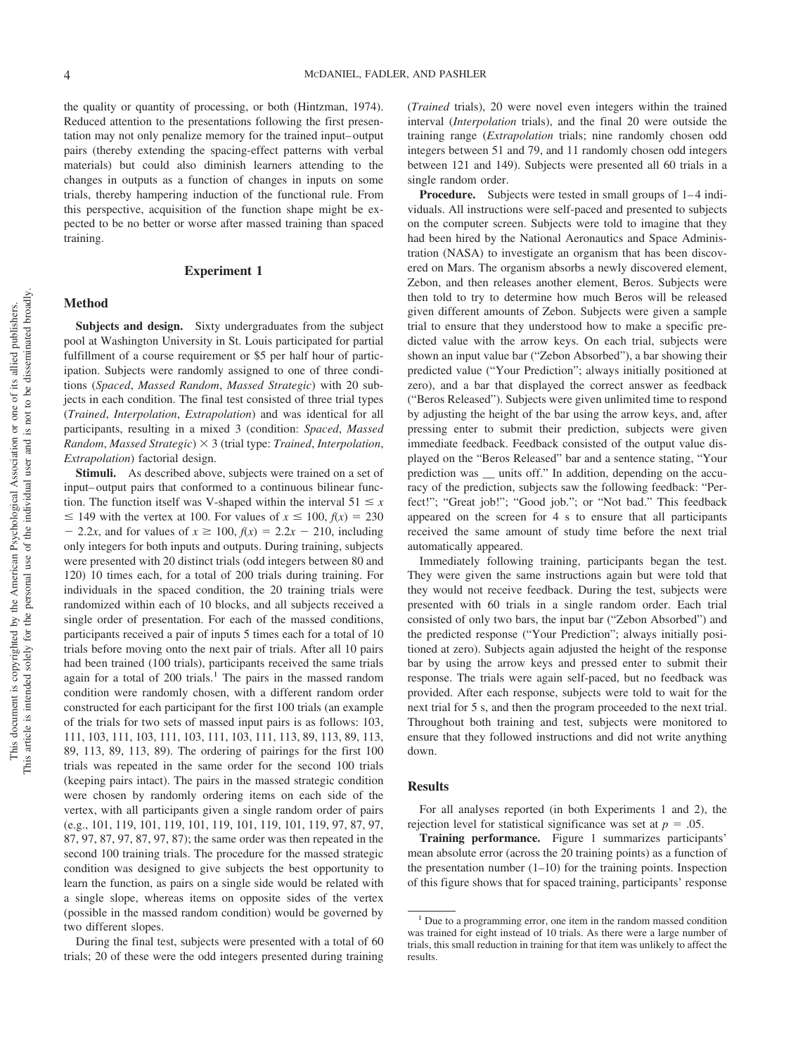the quality or quantity of processing, or both (Hintzman, 1974). Reduced attention to the presentations following the first presentation may not only penalize memory for the trained input–output pairs (thereby extending the spacing-effect patterns with verbal materials) but could also diminish learners attending to the changes in outputs as a function of changes in inputs on some trials, thereby hampering induction of the functional rule. From this perspective, acquisition of the function shape might be expected to be no better or worse after massed training than spaced training.

## Experiment 1

### Method

**Subjects and design.** Sixty undergraduates from the subject pool at Washington University in St. Louis participated for partial fulfillment of a course requirement or \$5 per half hour of participation. Subjects were randomly assigned to one of three conditions (*Spaced*, *Massed Random*, *Massed Strategic*) with 20 subjects in each condition. The final test consisted of three trial types (*Trained*, *Interpolation*, *Extrapolation*) and was identical for all participants, resulting in a mixed 3 (condition: *Spaced*, *Massed Random*, *Massed Strategic*) × 3 (trial type: *Trained*, *Interpolation*, *Extrapolation*) factorial design.

**Stimuli.** As described above, subjects were trained on a set of input–output pairs that conformed to a continuous bilinear function. The function itself was V-shaped within the interval $51 \leq x \leq 149$ with the vertex at 100. For values of $x \leq 100$, $f(x) = 230 - 2.2x$, and for values of $x \geq 100$, $f(x) = 2.2x - 210$, including only integers for both inputs and outputs. During training, subjects were presented with 20 distinct trials (odd integers between 80 and 120) 10 times each, for a total of 200 trials during training. For individuals in the spaced condition, the 20 training trials were randomized within each of 10 blocks, and all subjects received a single order of presentation. For each of the massed conditions, participants received a pair of inputs 5 times each for a total of 10 trials before moving onto the next pair of trials. After all 10 pairs had been trained (100 trials), participants received the same trials again for a total of 200 trials.[1] The pairs in the massed random condition were randomly chosen, with a different random order constructed for each participant for the first 100 trials (an example of the trials for two sets of massed input pairs is as follows: 103, 111, 103, 111, 103, 111, 103, 111, 103, 111, 113, 89, 113, 89, 113, 89, 113, 89, 113, 89). The ordering of pairings for the first 100 trials was repeated in the same order for the second 100 trials (keeping pairs intact). The pairs in the massed strategic condition were chosen by randomly ordering items on each side of the vertex, with all participants given a single random order of pairs (e.g., 101, 119, 101, 119, 101, 119, 101, 119, 101, 119, 97, 87, 97, 87, 97, 87, 97, 87, 97, 87); the same order was then repeated in the second 100 training trials. The procedure for the massed strategic condition was designed to give subjects the best opportunity to learn the function, as pairs on a single side would be related with a single slope, whereas items on opposite sides of the vertex (possible in the massed random condition) would be governed by two different slopes.

During the final test, subjects were presented with a total of 60 trials; 20 of these were the odd integers presented during training (*Trained* trials), 20 were novel even integers within the trained interval (*Interpolation* trials), and the final 20 were outside the training range (*Extrapolation* trials; nine randomly chosen odd integers between 51 and 79, and 11 randomly chosen odd integers between 121 and 149). Subjects were presented all 60 trials in a single random order.

**Procedure.** Subjects were tested in small groups of 1–4 individuals. All instructions were self-paced and presented to subjects on the computer screen. Subjects were told to imagine that they had been hired by the National Aeronautics and Space Administration (NASA) to investigate an organism that has been discovered on Mars. The organism absorbs a newly discovered element, Zebon, and then releases another element, Beros. Subjects were then told to try to determine how much Beros will be released given different amounts of Zebon. Subjects were given a sample trial to ensure that they understood how to make a specific predicted value with the arrow keys. On each trial, subjects were shown an input value bar ("Zebon Absorbed"), a bar showing their predicted value ("Your Prediction"; always initially positioned at zero), and a bar that displayed the correct answer as feedback ("Beros Released"). Subjects were given unlimited time to respond by adjusting the height of the bar using the arrow keys, and, after pressing enter to submit their prediction, subjects were given immediate feedback. Feedback consisted of the output value displayed on the "Beros Released" bar and a sentence stating, "Your prediction was __ units off." In addition, depending on the accuracy of the prediction, subjects saw the following feedback: "Perfect!"; "Great job!"; "Good job."; or "Not bad." This feedback appeared on the screen for 4 s to ensure that all participants received the same amount of study time before the next trial automatically appeared.

Immediately following training, participants began the test. They were given the same instructions again but were told that they would not receive feedback. During the test, subjects were presented with 60 trials in a single random order. Each trial consisted of only two bars, the input bar ("Zebon Absorbed") and the predicted response ("Your Prediction"; always initially positioned at zero). Subjects again adjusted the height of the response bar by using the arrow keys and pressed enter to submit their response. The trials were again self-paced, but no feedback was provided. After each response, subjects were told to wait for the next trial for 5 s, and then the program proceeded to the next trial. Throughout both training and test, subjects were monitored to ensure that they followed instructions and did not write anything down.

### Results

For all analyses reported (in both Experiments 1 and 2), the rejection level for statistical significance was set at $p = .05$.

**Training performance.** Figure 1 summarizes participants' mean absolute error (across the 20 training points) as a function of the presentation number (1–10) for the training points. Inspection of this figure shows that for spaced training, participants' response

[1] Due to a programming error, one item in the random massed condition was trained for eight instead of 10 trials. As there were a large number of trials, this small reduction in training for that item was unlikely to affect the results.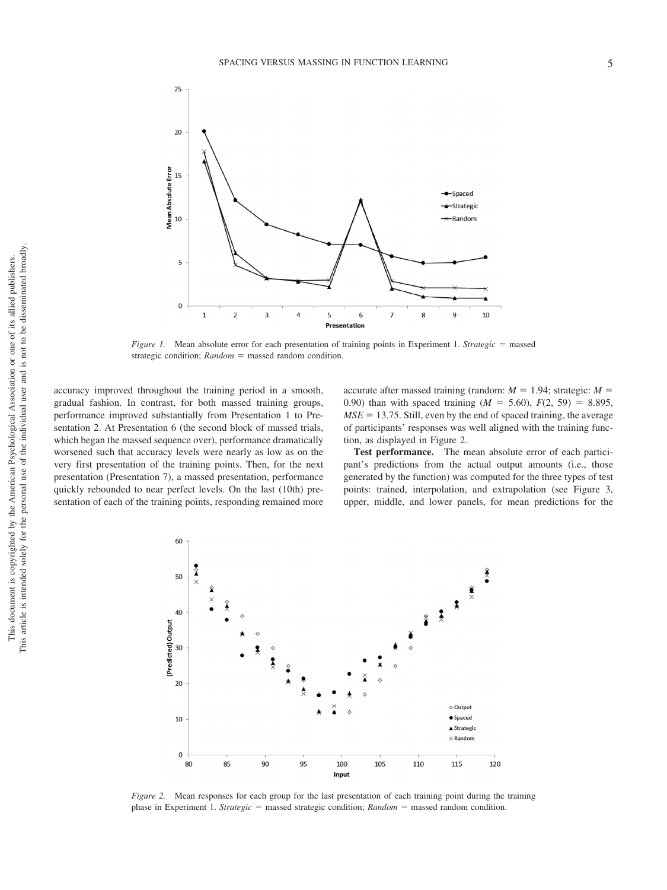Figure 1. Mean absolute error for each presentation of training points in Experiment 1. *Strategic* = massed strategic condition; *Random* = massed random condition.

accuracy improved throughout the training period in a smooth, gradual fashion. In contrast, for both massed training groups, performance improved substantially from Presentation 1 to Presentation 2. At Presentation 6 (the second block of massed trials, which began the massed sequence over), performance dramatically worsened such that accuracy levels were nearly as low as on the very first presentation of the training points. Then, for the next presentation (Presentation 7), a massed presentation, performance quickly rebounded to near perfect levels. On the last (10th) presentation of each of the training points, responding remained more accurate after massed training (random: $M = 1.94$; strategic: $M = 0.90$) than with spaced training ($M = 5.60$), $F(2, 59) = 8.895$, $MSE = 13.75$. Still, even by the end of spaced training, the average of participants' responses was well aligned with the training function, as displayed in Figure 2.

**Test performance.** The mean absolute error of each participant's predictions from the actual output amounts (i.e., those generated by the function) was computed for the three types of test points: trained, interpolation, and extrapolation (see Figure 3, upper, middle, and lower panels, for mean predictions for the

Figure 2. Mean responses for each group for the last presentation of each training point during the training phase in Experiment 1. *Strategic* = massed strategic condition; *Random* = massed random condition.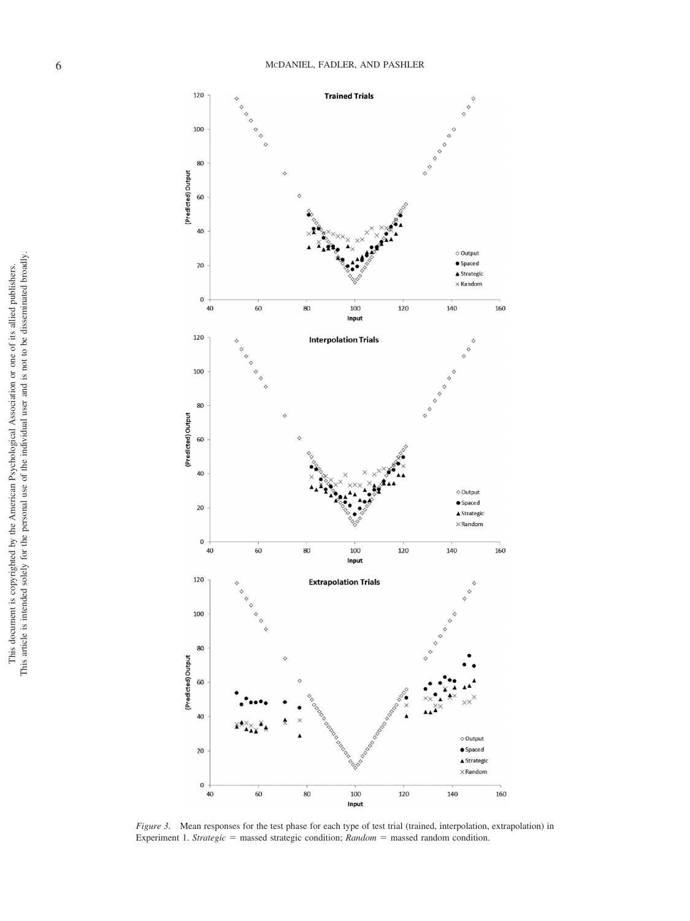*Figure 3.* Mean responses for the test phase for each type of test trial (trained, interpolation, extrapolation) in Experiment 1. *Strategic* = massed strategic condition; *Random* = massed random condition.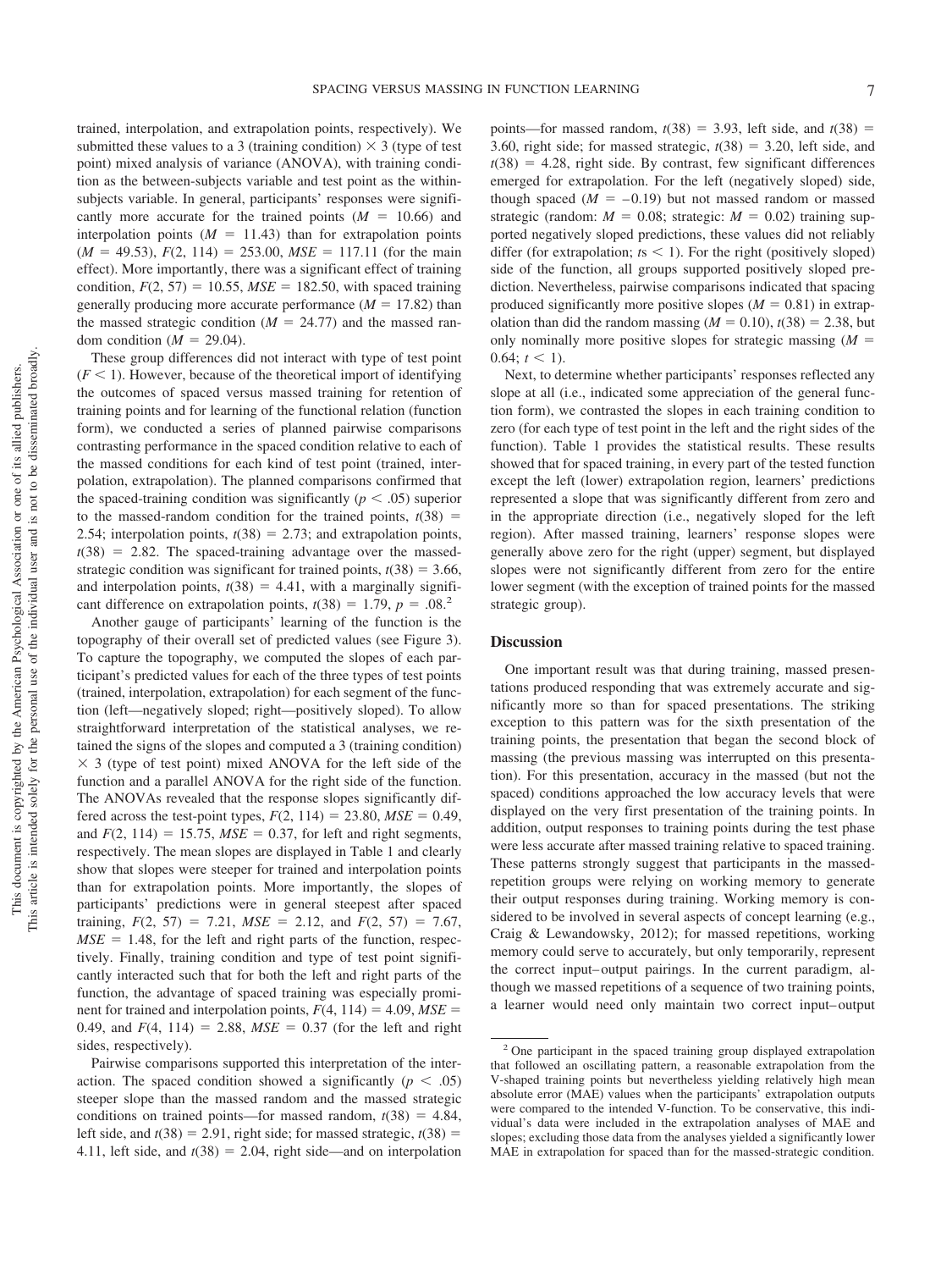trained, interpolation, and extrapolation points, respectively). We submitted these values to a 3 (training condition) $\times$ 3 (type of test point) mixed analysis of variance (ANOVA), with training condition as the between-subjects variable and test point as the within-subjects variable. In general, participants' responses were significantly more accurate for the trained points ($M = 10.66$) and interpolation points ($M = 11.43$) than for extrapolation points ($M = 49.53$), $F(2, 114) = 253.00$, $MSE = 117.11$ (for the main effect). More importantly, there was a significant effect of training condition, $F(2, 57) = 10.55$, $MSE = 182.50$, with spaced training generally producing more accurate performance ($M = 17.82$) than the massed strategic condition ($M = 24.77$) and the massed random condition ($M = 29.04$).

These group differences did not interact with type of test point ($F < 1$). However, because of the theoretical import of identifying the outcomes of spaced versus massed training for retention of training points and for learning of the functional relation (function form), we conducted a series of planned pairwise comparisons contrasting performance in the spaced condition relative to each of the massed conditions for each kind of test point (trained, interpolation, extrapolation). The planned comparisons confirmed that the spaced-training condition was significantly ($p < .05$) superior to the massed-random condition for the trained points, $t(38) = 2.54$; interpolation points, $t(38) = 2.73$; and extrapolation points, $t(38) = 2.82$. The spaced-training advantage over the massed-strategic condition was significant for trained points, $t(38) = 3.66$, and interpolation points, $t(38) = 4.41$, with a marginally significant difference on extrapolation points, $t(38) = 1.79$, $p = .08$.[2]

Another gauge of participants' learning of the function is the topography of their overall set of predicted values (see Figure 3). To capture the topography, we computed the slopes of each participant's predicted values for each of the three types of test points (trained, interpolation, extrapolation) for each segment of the function (left—negatively sloped; right—positively sloped). To allow straightforward interpretation of the statistical analyses, we retained the signs of the slopes and computed a 3 (training condition) $\times$ 3 (type of test point) mixed ANOVA for the left side of the function and a parallel ANOVA for the right side of the function. The ANOVAs revealed that the response slopes significantly differed across the test-point types, $F(2, 114) = 23.80$, $MSE = 0.49$, and $F(2, 114) = 15.75$, $MSE = 0.37$, for left and right segments, respectively. The mean slopes are displayed in Table 1 and clearly show that slopes were steeper for trained and interpolation points than for extrapolation points. More importantly, the slopes of participants' predictions were in general steepest after spaced training, $F(2, 57) = 7.21$, $MSE = 2.12$, and $F(2, 57) = 7.67$, $MSE = 1.48$, for the left and right parts of the function, respectively. Finally, training condition and type of test point significantly interacted such that for both the left and right parts of the function, the advantage of spaced training was especially prominent for trained and interpolation points, $F(4, 114) = 4.09$, $MSE = 0.49$, and $F(4, 114) = 2.88$, $MSE = 0.37$ (for the left and right sides, respectively).

Pairwise comparisons supported this interpretation of the interaction. The spaced condition showed a significantly ($p < .05$) steeper slope than the massed random and the massed strategic conditions on trained points—for massed random, $t(38) = 4.84$, left side, and $t(38) = 2.91$, right side; for massed strategic, $t(38) = 4.11$, left side, and $t(38) = 2.04$, right side—and on interpolation points—for massed random, $t(38) = 3.93$, left side, and $t(38) = 3.60$, right side; for massed strategic, $t(38) = 3.20$, left side, and $t(38) = 4.28$, right side. By contrast, few significant differences emerged for extrapolation. For the left (negatively sloped) side, though spaced ($M = -0.19$) but not massed random or massed strategic (random: $M = 0.08$; strategic: $M = 0.02$) training supported negatively sloped predictions, these values did not reliably differ (for extrapolation; $ts < 1$). For the right (positively sloped) side of the function, all groups supported positively sloped prediction. Nevertheless, pairwise comparisons indicated that spacing produced significantly more positive slopes ($M = 0.81$) in extrapolation than did the random massing ($M = 0.10$), $t(38) = 2.38$, but only nominally more positive slopes for strategic massing ($M = 0.64$; $t < 1$).

Next, to determine whether participants' responses reflected any slope at all (i.e., indicated some appreciation of the general function form), we contrasted the slopes in each training condition to zero (for each type of test point in the left and the right sides of the function). Table 1 provides the statistical results. These results showed that for spaced training, in every part of the tested function except the left (lower) extrapolation region, learners' predictions represented a slope that was significantly different from zero and in the appropriate direction (i.e., negatively sloped for the left region). After massed training, learners' response slopes were generally above zero for the right (upper) segment, but displayed slopes were not significantly different from zero for the entire lower segment (with the exception of trained points for the massed strategic group).

## Discussion

One important result was that during training, massed presentations produced responding that was extremely accurate and significantly more so than for spaced presentations. The striking exception to this pattern was for the sixth presentation of the training points, the presentation that began the second block of massing (the previous massing was interrupted on this presentation). For this presentation, accuracy in the massed (but not the spaced) conditions approached the low accuracy levels that were displayed on the very first presentation of the training points. In addition, output responses to training points during the test phase were less accurate after massed training relative to spaced training. These patterns strongly suggest that participants in the massed-repetition groups were relying on working memory to generate their output responses during training. Working memory is considered to be involved in several aspects of concept learning (e.g., Craig & Lewandowsky, 2012); for massed repetitions, working memory could serve to accurately, but only temporarily, represent the correct input–output pairings. In the current paradigm, although we massed repetitions of a sequence of two training points, a learner would need only maintain two correct input–output

[2] One participant in the spaced training group displayed extrapolation that followed an oscillating pattern, a reasonable extrapolation from the V-shaped training points but nevertheless yielding relatively high mean absolute error (MAE) values when the participants' extrapolation outputs were compared to the intended V-function. To be conservative, this individual's data were included in the extrapolation analyses of MAE and slopes; excluding those data from the analyses yielded a significantly lower MAE in extrapolation for spaced than for the massed-strategic condition.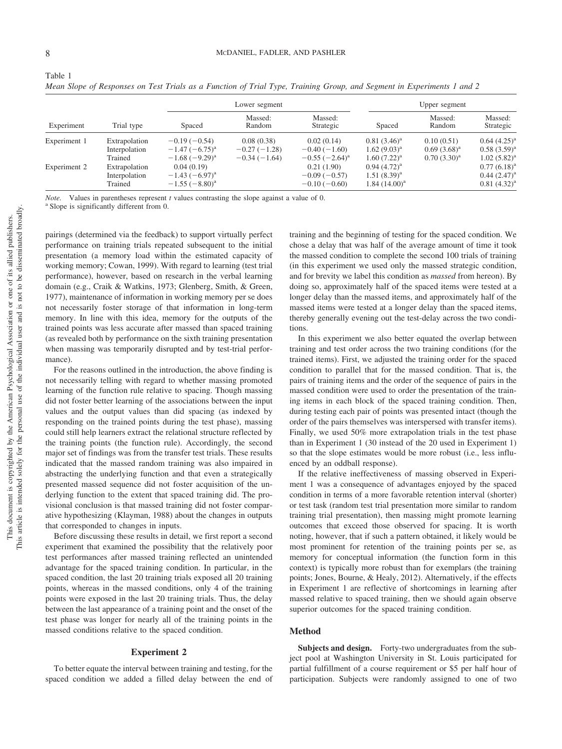Table 1

*Mean Slope of Responses on Test Trials as a Function of Trial Type, Training Group, and Segment in Experiments 1 and 2*

| | | Lower segment | | | Upper segment | | |
|---|---|---|---|---|---|---|---|
| Experiment | Trial type | Spaced | Massed: Random | Massed: Strategic | Spaced | Massed: Random | Massed: Strategic |
| Experiment 1 | Extrapolation | −0.19 (−0.54) | 0.08 (0.38) | 0.02 (0.14) | 0.81 (3.46)[a] | 0.10 (0.51) | 0.64 (4.25)[a] |
| | Interpolation | −1.47 (−6.75)[a] | −0.27 (−1.28) | −0.40 (−1.60) | 1.62 (9.03)[a] | 0.69 (3.68)[a] | 0.58 (3.59)[a] |
| | Trained | −1.68 (−9.29)[a] | −0.34 (−1.64) | −0.55 (−2.64)[a] | 1.60 (7.22)[a] | 0.70 (3.30)[a] | 1.02 (5.82)[a] |
| Experiment 2 | Extrapolation | 0.04 (0.19) | | 0.21 (1.90) | 0.94 (4.72)[a] | | 0.77 (6.18)[a] |
| | Interpolation | −1.43 (−6.97)[a] | | −0.09 (−0.57) | 1.51 (8.39)[a] | | 0.44 (2.47)[a] |
| | Trained | −1.55 (−8.80)[a] | | −0.10 (−0.60) | 1.84 (14.00)[a] | | 0.81 (4.32)[a] |

*Note.* Values in parentheses represent *t* values contrasting the slope against a value of 0.
[a] Slope is significantly different from 0.

pairings (determined via the feedback) to support virtually perfect performance on training trials repeated subsequent to the initial presentation (a memory load within the estimated capacity of working memory; Cowan, 1999). With regard to learning (test trial performance), however, based on research in the verbal learning domain (e.g., Craik & Watkins, 1973; Glenberg, Smith, & Green, 1977), maintenance of information in working memory per se does not necessarily foster storage of that information in long-term memory. In line with this idea, memory for the outputs of the trained points was less accurate after massed than spaced training (as revealed both by performance on the sixth training presentation when massing was temporarily disrupted and by test-trial performance).

For the reasons outlined in the introduction, the above finding is not necessarily telling with regard to whether massing promoted learning of the function rule relative to spacing. Though massing did not foster better learning of the associations between the input values and the output values than did spacing (as indexed by responding on the trained points during the test phase), massing could still help learners extract the relational structure reflected by the training points (the function rule). Accordingly, the second major set of findings was from the transfer test trials. These results indicated that the massed random training was also impaired in abstracting the underlying function and that even a strategically presented massed sequence did not foster acquisition of the underlying function to the extent that spaced training did. The provisional conclusion is that massed training did not foster comparative hypothesizing (Klayman, 1988) about the changes in outputs that corresponded to changes in inputs.

Before discussing these results in detail, we first report a second experiment that examined the possibility that the relatively poor test performances after massed training reflected an unintended advantage for the spaced training condition. In particular, in the spaced condition, the last 20 training trials exposed all 20 training points, whereas in the massed conditions, only 4 of the training points were exposed in the last 20 training trials. Thus, the delay between the last appearance of a training point and the onset of the test phase was longer for nearly all of the training points in the massed conditions relative to the spaced condition.

## Experiment 2

To better equate the interval between training and testing, for the spaced condition we added a filled delay between the end of training and the beginning of testing for the spaced condition. We chose a delay that was half of the average amount of time it took the massed condition to complete the second 100 trials of training (in this experiment we used only the massed strategic condition, and for brevity we label this condition as *massed* from hereon). By doing so, approximately half of the spaced items were tested at a longer delay than the massed items, and approximately half of the massed items were tested at a longer delay than the spaced items, thereby generally evening out the test-delay across the two conditions.

In this experiment we also better equated the overlap between training and test order across the two training conditions (for the trained items). First, we adjusted the training order for the spaced condition to parallel that for the massed condition. That is, the pairs of training items and the order of the sequence of pairs in the massed condition were used to order the presentation of the training items in each block of the spaced training condition. Then, during testing each pair of points was presented intact (though the order of the pairs themselves was interspersed with transfer items). Finally, we used 50% more extrapolation trials in the test phase than in Experiment 1 (30 instead of the 20 used in Experiment 1) so that the slope estimates would be more robust (i.e., less influenced by an oddball response).

If the relative ineffectiveness of massing observed in Experiment 1 was a consequence of advantages enjoyed by the spaced condition in terms of a more favorable retention interval (shorter) or test task (random test trial presentation more similar to random training trial presentation), then massing might promote learning outcomes that exceed those observed for spacing. It is worth noting, however, that if such a pattern obtained, it likely would be most prominent for retention of the training points per se, as memory for conceptual information (the function form in this context) is typically more robust than for exemplars (the training points; Jones, Bourne, & Healy, 2012). Alternatively, if the effects in Experiment 1 are reflective of shortcomings in learning after massed relative to spaced training, then we should again observe superior outcomes for the spaced training condition.

### Method

**Subjects and design.** Forty-two undergraduates from the subject pool at Washington University in St. Louis participated for partial fulfillment of a course requirement or $5 per half hour of participation. Subjects were randomly assigned to one of two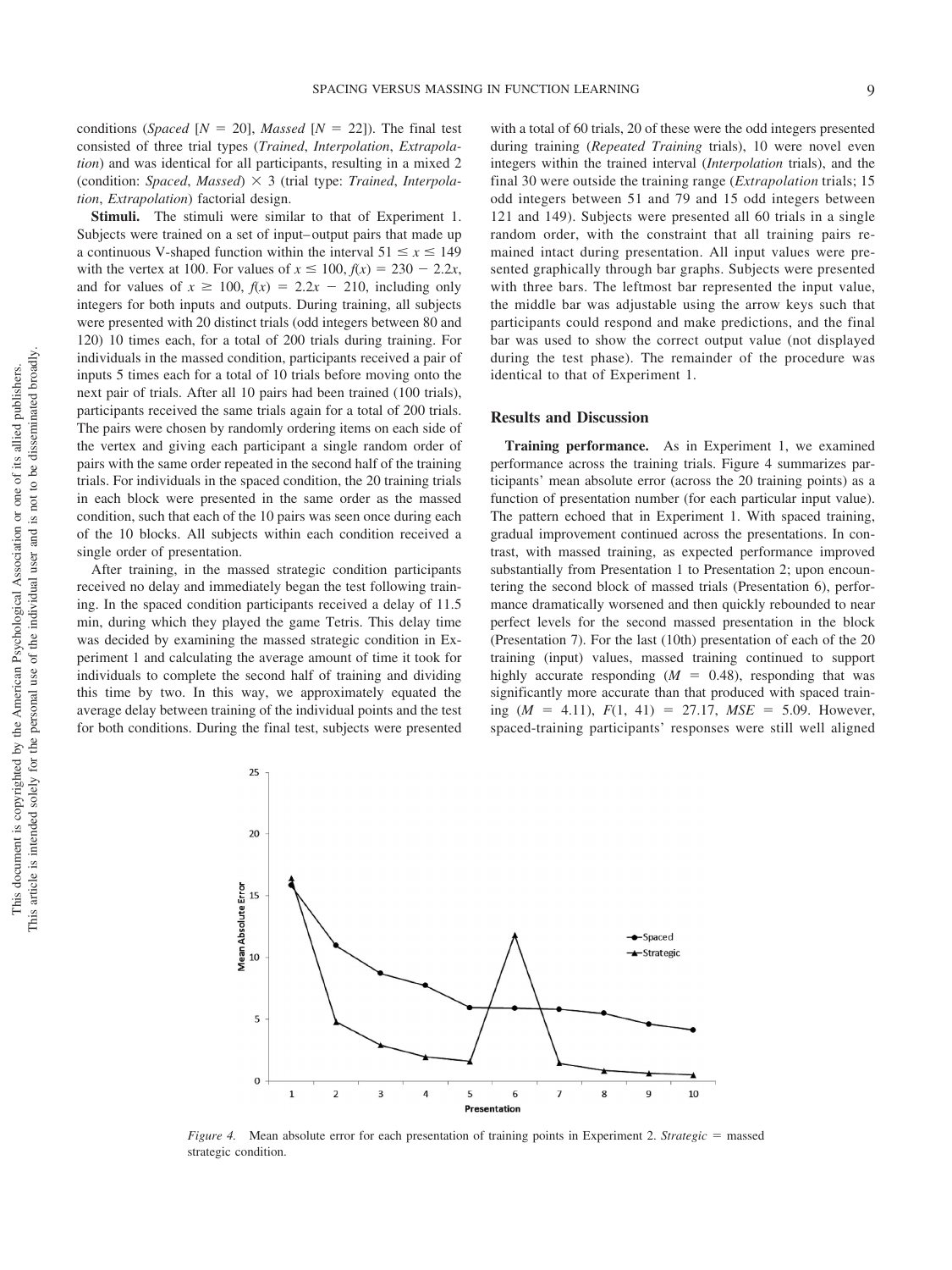conditions (*Spaced* [$N = 20$], *Massed* [$N = 22$]). The final test consisted of three trial types (*Trained*, *Interpolation*, *Extrapolation*) and was identical for all participants, resulting in a mixed 2 (condition: *Spaced*, *Massed*) × 3 (trial type: *Trained*, *Interpolation*, *Extrapolation*) factorial design.

**Stimuli.** The stimuli were similar to that of Experiment 1. Subjects were trained on a set of input–output pairs that made up a continuous V-shaped function within the interval $51 \leq x \leq 149$ with the vertex at 100. For values of $x \leq 100$, $f(x) = 230 - 2.2x$, and for values of $x \geq 100$, $f(x) = 2.2x - 210$, including only integers for both inputs and outputs. During training, all subjects were presented with 20 distinct trials (odd integers between 80 and 120) 10 times each, for a total of 200 trials during training. For individuals in the massed condition, participants received a pair of inputs 5 times each for a total of 10 trials before moving onto the next pair of trials. After all 10 pairs had been trained (100 trials), participants received the same trials again for a total of 200 trials. The pairs were chosen by randomly ordering items on each side of the vertex and giving each participant a single random order of pairs with the same order repeated in the second half of the training trials. In the spaced condition, the 20 training trials in each block were presented in the same order as the massed condition, such that each of the 10 pairs was seen once during each of the 10 blocks. All subjects within each condition received a single order of presentation.

After training, in the massed strategic condition participants received no delay and immediately began the test following training. In the spaced condition participants received a delay of 11.5 min, during which they played the game Tetris. This delay time was decided by examining the massed strategic condition in Experiment 1 and calculating the average amount of time it took for individuals to complete the second half of training and dividing this time by two. In this way, we approximately equated the average delay between training of the individual points and the test for both conditions. During the final test, subjects were presented with a total of 60 trials, 20 of these were the odd integers presented during training (*Repeated Training* trials), 10 were novel even integers within the trained interval (*Interpolation* trials), and the final 30 were outside the training range (*Extrapolation* trials; 15 odd integers between 51 and 79 and 15 odd integers between 121 and 149). Subjects were presented all 60 trials in a single random order, with the constraint that all training pairs remained intact during presentation. All input values were presented graphically through bar graphs. Subjects were presented with three bars. The leftmost bar represented the input value, the middle bar was adjustable using the arrow keys such that participants could respond and make predictions, and the final bar was used to show the correct output value (not displayed during the test phase). The remainder of the procedure was identical to that of Experiment 1.

## Results and Discussion

**Training performance.** As in Experiment 1, we examined performance across the training trials. Figure 4 summarizes participants' mean absolute error (across the 20 training points) as a function of presentation number (for each particular input value). The pattern echoed that in Experiment 1. With spaced training, gradual improvement continued across the presentations. In contrast, with massed training, as expected performance improved substantially from Presentation 1 to Presentation 2; upon encountering the second block of massed trials (Presentation 6), performance dramatically worsened and then quickly rebounded to near perfect levels for the second massed presentation in the block (Presentation 7). For the last (10th) presentation of each of the 20 training (input) values, massed training continued to support highly accurate responding ($M = 0.48$), responding that was significantly more accurate than that produced with spaced training ($M = 4.11$), $F(1, 41) = 27.17$, $MSE = 5.09$. However, spaced-training participants' responses were still well aligned

*Figure 4.* Mean absolute error for each presentation of training points in Experiment 2. *Strategic* = massed strategic condition.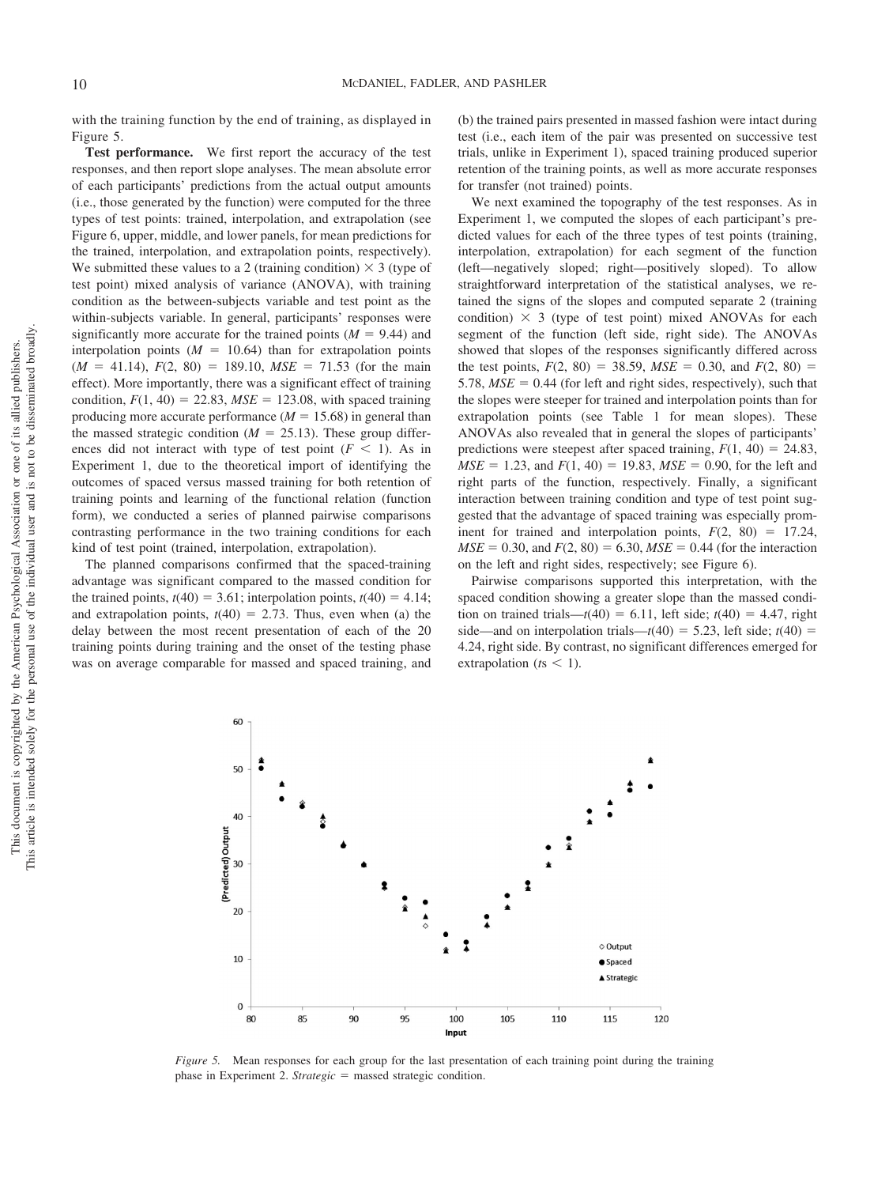with the training function by the end of training, as displayed in Figure 5.

**Test performance.** We first report the accuracy of the test responses, and then report slope analyses. The mean absolute error of each participants' predictions from the actual output amounts (i.e., those generated by the function) were computed for the three types of test points: trained, interpolation, and extrapolation (see Figure 6, upper, middle, and lower panels, for mean predictions for the trained, interpolation, and extrapolation points, respectively). We submitted these values to a 2 (training condition) $\times$ 3 (type of test point) mixed analysis of variance (ANOVA), with training condition as the between-subjects variable and test point as the within-subjects variable. In general, participants' responses were significantly more accurate for the trained points ($M$ = 9.44) and interpolation points ($M$ = 10.64) than for extrapolation points ($M$ = 41.14), $F(2, 80)$ = 189.10, $MSE$ = 71.53 (for the main effect). More importantly, there was a significant effect of training condition, $F(1, 40)$ = 22.83, $MSE$ = 123.08, with spaced training producing more accurate performance ($M$ = 15.68) in general than the massed strategic condition ($M$ = 25.13). These group differences did not interact with type of test point ($F < 1$). As in Experiment 1, due to the theoretical import of identifying the outcomes of spaced versus massed training for both retention of training points and learning of the functional relation (function form), we conducted a series of planned pairwise comparisons contrasting performance in the two training conditions for each kind of test point (trained, interpolation, extrapolation).

The planned comparisons confirmed that the spaced-training advantage was significant compared to the massed condition for the trained points, $t(40)$ = 3.61; interpolation points, $t(40)$ = 4.14; and extrapolation points, $t(40)$ = 2.73. Thus, even when (a) the delay between the most recent presentation of each of the 20 training points during training and the onset of the testing phase was on average comparable for massed and spaced training, and (b) the trained pairs presented in massed fashion were intact during test (i.e., each item of the pair was presented on successive test trials, unlike in Experiment 1), spaced training produced superior retention of the training points, as well as more accurate responses for transfer (not trained) points.

We next examined the topography of the test responses. As in Experiment 1, we computed the slopes of each participant's predicted values for each of the three types of test points (training, interpolation, extrapolation) for each segment of the function (left—negatively sloped; right—positively sloped). To allow straightforward interpretation of the statistical analyses, we retained the signs of the slopes and computed separate 2 (training condition) $\times$ 3 (type of test point) mixed ANOVAs for each segment of the function (left side, right side). The ANOVAs showed that slopes of the responses significantly differed across the test points, $F(2, 80)$ = 38.59, $MSE$ = 0.30, and $F(2, 80)$ = 5.78, $MSE$ = 0.44 (for left and right sides, respectively), such that the slopes were steeper for trained and interpolation points than for extrapolation points (see Table 1 for mean slopes). These ANOVAs also revealed that in general the slopes of participants' predictions were steepest after spaced training, $F(1, 40)$ = 24.83, $MSE$ = 1.23, and $F(1, 40)$ = 19.83, $MSE$ = 0.90, for the left and right parts of the function, respectively. Finally, a significant interaction between training condition and type of test point suggested that the advantage of spaced training was especially prominent for trained and interpolation points, $F(2, 80)$ = 17.24, $MSE$ = 0.30, and $F(2, 80)$ = 6.30, $MSE$ = 0.44 (for the interaction on the left and right sides, respectively; see Figure 6).

Pairwise comparisons supported this interpretation, with the spaced condition showing a greater slope than the massed condition on trained trials—$t(40)$ = 6.11, left side; $t(40)$ = 4.47, right side—and on interpolation trials—$t(40)$ = 5.23, left side; $t(40)$ = 4.24, right side. By contrast, no significant differences emerged for extrapolation ($t$s $< 1$).

*Figure 5.* Mean responses for each group for the last presentation of each training point during the training phase in Experiment 2. *Strategic* = massed strategic condition.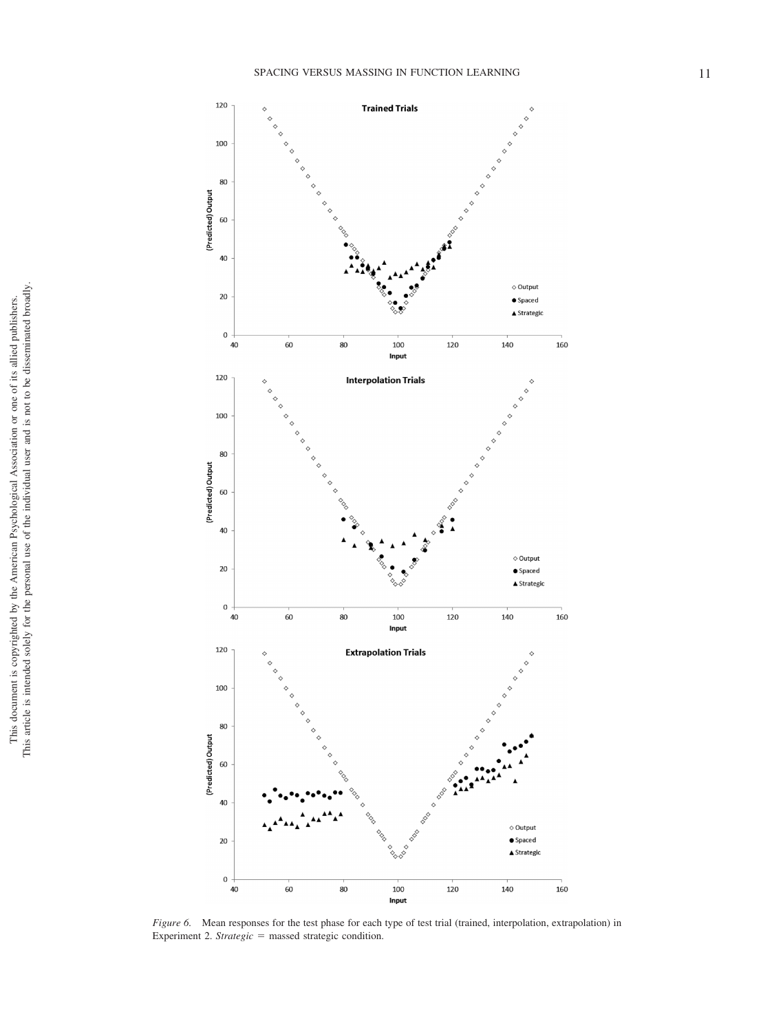*Figure 6.* Mean responses for the test phase for each type of test trial (trained, interpolation, extrapolation) in Experiment 2. *Strategic* = massed strategic condition.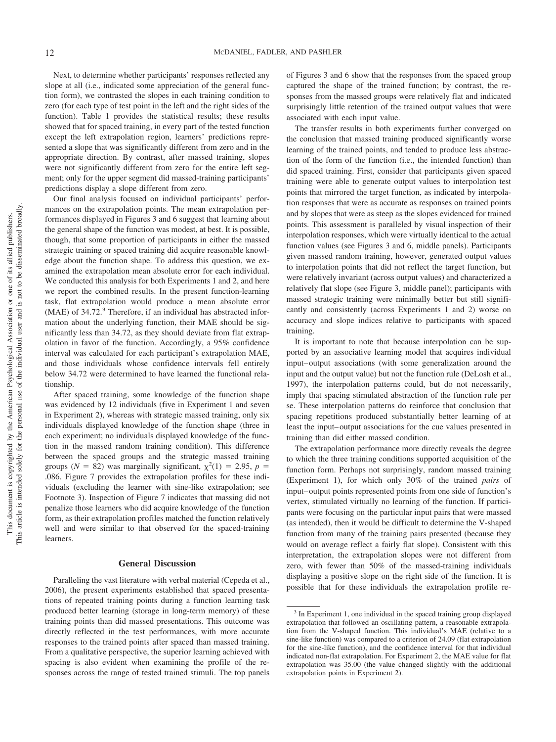Next, to determine whether participants' responses reflected any slope at all (i.e., indicated some appreciation of the general function form), we contrasted the slopes in each training condition to zero (for each type of test point in the left and the right sides of the function). Table 1 provides the statistical results; these results showed that for spaced training, in every part of the tested function except the left extrapolation region, learners' predictions represented a slope that was significantly different from zero and in the appropriate direction. By contrast, after massed training, slopes were not significantly different from zero for the entire left segment; only for the upper segment did massed-training participants' predictions display a slope different from zero.

Our final analysis focused on individual participants' performances on the extrapolation points. The mean extrapolation performances displayed in Figures 3 and 6 suggest that learning about the general shape of the function was modest, at best. It is possible, though, that some proportion of participants in either the massed strategic training or spaced training did acquire reasonable knowledge about the function shape. To address this question, we examined the extrapolation mean absolute error for each individual. We conducted this analysis for both Experiments 1 and 2, and here we report the combined results. In the present function-learning task, flat extrapolation would produce a mean absolute error (MAE) of 34.72.[3] Therefore, if an individual has abstracted information about the underlying function, their MAE should be significantly less than 34.72, as they should deviate from flat extrapolation in favor of the function. Accordingly, a 95% confidence interval was calculated for each participant's extrapolation MAE, and those individuals whose confidence intervals fell entirely below 34.72 were determined to have learned the functional relationship.

After spaced training, some knowledge of the function shape was evidenced by 12 individuals (five in Experiment 1 and seven in Experiment 2), whereas with strategic massed training, only six individuals displayed knowledge of the function shape (three in each experiment; no individuals displayed knowledge of the function in the massed random training condition). This difference between the spaced groups and the strategic massed training groups ($N = 82$) was marginally significant, $\chi^2(1) = 2.95$, $p = .086$. Figure 7 provides the extrapolation profiles for these individuals (excluding the learner with sine-like extrapolation; see Footnote 3). Inspection of Figure 7 indicates that massing did not penalize those learners who did acquire knowledge of the function form, as their extrapolation profiles matched the function relatively well and were similar to that observed for the spaced-training learners.

## General Discussion

Paralleling the vast literature with verbal material (Cepeda et al., 2006), the present experiments established that spaced presentations of repeated training points during a function learning task produced better learning (storage in long-term memory) of these training points than did massed presentations. This outcome was directly reflected in the test performances, with more accurate responses to the trained points after spaced than massed training. From a qualitative perspective, the superior learning achieved with spacing is also evident when examining the profile of the responses across the range of tested trained stimuli. The top panels of Figures 3 and 6 show that the responses from the spaced group captured the shape of the trained function; by contrast, the responses from the massed groups were relatively flat and indicated surprisingly little retention of the trained output values that were associated with each input value.

The transfer results in both experiments further converged on the conclusion that massed training produced significantly worse learning of the trained points, and tended to produce less abstraction of the form of the function (i.e., the intended function) than did spaced training. First, consider that participants given spaced training were able to generate output values to interpolation test points that mirrored the target function, as indicated by interpolation responses that were as accurate as responses on trained points and by slopes that were as steep as the slopes evidenced for trained points. This assessment is paralleled by visual inspection of their interpolation responses, which were virtually identical to the actual function values (see Figures 3 and 6, middle panels). Participants given massed random training, however, generated output values to interpolation points that did not reflect the target function, but were relatively invariant (across output values) and characterized a relatively flat slope (see Figure 3, middle panel); participants with massed strategic training were minimally better but still significantly and consistently (across Experiments 1 and 2) worse on accuracy and slope indices relative to participants with spaced training.

It is important to note that because interpolation can be supported by an associative learning model that acquires individual input–output associations (with some generalization around the input and the output value) but not the function rule (DeLosh et al., 1997), the interpolation patterns could, but do not necessarily, imply that spacing stimulated abstraction of the function rule per se. These interpolation patterns do reinforce that conclusion that spacing repetitions produced substantially better learning of at least the input–output associations for the cue values presented in training than did either massed condition.

The extrapolation performance more directly reveals the degree to which the three training conditions supported acquisition of the function form. Perhaps not surprisingly, random massed training (Experiment 1), for which only 30% of the trained *pairs* of input–output points represented points from one side of function's vertex, stimulated virtually no learning of the function. If participants were focusing on the particular input pairs that were massed (as intended), then it would be difficult to determine the V-shaped function from many of the training pairs presented (because they would on average reflect a fairly flat slope). Consistent with this interpretation, the extrapolation slopes were not different from zero, with fewer than 50% of the massed-training individuals displaying a positive slope on the right side of the function. It is possible that for these individuals the extrapolation profile re-

[3] In Experiment 1, one individual in the spaced training group displayed extrapolation that followed an oscillating pattern, a reasonable extrapolation from the V-shaped function. This individual's MAE (relative to a sine-like function) was compared to a criterion of 24.09 (flat extrapolation for the sine-like function), and the confidence interval for that individual indicated non-flat extrapolation. For Experiment 2, the MAE value for flat extrapolation was 35.00 (the value changed slightly with the additional extrapolation points in Experiment 2).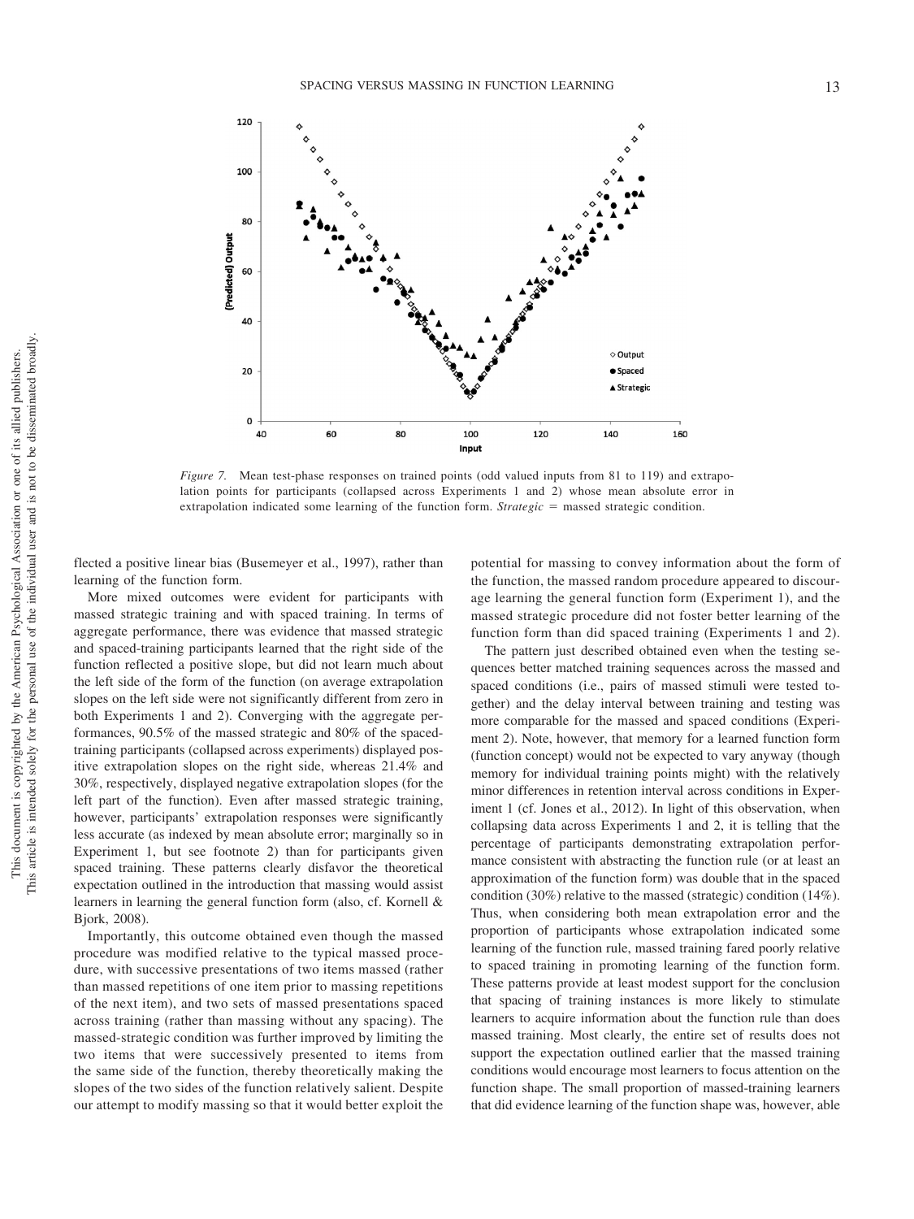*Figure 7.* Mean test-phase responses on trained points (odd valued inputs from 81 to 119) and extrapolation points for participants (collapsed across Experiments 1 and 2) whose mean absolute error in extrapolation indicated some learning of the function form. *Strategic* = massed strategic condition.

flected a positive linear bias (Busemeyer et al., 1997), rather than learning of the function form.

More mixed outcomes were evident for participants with massed strategic training and with spaced training. In terms of aggregate performance, there was evidence that massed strategic and spaced-training participants learned that the right side of the function reflected a positive slope, but did not learn much about the left side of the form of the function (on average extrapolation slopes on the left side were not significantly different from zero in both Experiments 1 and 2). Converging with the aggregate performances, 90.5% of the massed strategic and 80% of the spaced-training participants (collapsed across experiments) displayed positive extrapolation slopes on the right side, whereas 21.4% and 30%, respectively, displayed negative extrapolation slopes (for the left part of the function). Even after massed strategic training, however, participants' extrapolation responses were significantly less accurate (as indexed by mean absolute error; marginally so in Experiment 1, but see footnote 2) than for participants given spaced training. These patterns clearly disfavor the theoretical expectation outlined in the introduction that massing would assist learners in learning the general function form (also, cf. Kornell & Bjork, 2008).

Importantly, this outcome obtained even though the massed procedure was modified relative to the typical massed procedure, with successive presentations of two items massed (rather than massed repetitions of one item prior to massing repetitions of the next item), and two sets of massed presentations spaced across training (rather than massing without any spacing). The massed-strategic condition was further improved by limiting the two items that were successively presented to items from the same side of the function, thereby theoretically making the slopes of the two sides of the function relatively salient. Despite our attempt to modify massing so that it would better exploit the potential for massing to convey information about the form of the function, the massed random procedure appeared to discourage learning the general function form (Experiment 1), and the massed strategic procedure did not foster better learning of the function form than did spaced training (Experiments 1 and 2).

The pattern just described obtained even when the testing sequences better matched training sequences across the massed and spaced conditions (i.e., pairs of massed stimuli were tested together) and the delay interval between training and testing was more comparable for the massed and spaced conditions (Experiment 2). Note, however, that memory for a learned function form (function concept) would not be expected to vary anyway (though memory for individual training points might) with the relatively minor differences in retention interval across conditions in Experiment 1 (cf. Jones et al., 2012). In light of this observation, when collapsing data across Experiments 1 and 2, it is telling that the percentage of participants demonstrating extrapolation performance consistent with abstracting the function rule (or at least an approximation of the function form) was double that in the spaced condition (30%) relative to the massed (strategic) condition (14%). Thus, when considering both mean extrapolation error and the proportion of participants whose extrapolation indicated some learning of the function rule, massed training fared poorly relative to spaced training in promoting learning of the function form. These patterns provide at least modest support for the conclusion that spacing of training instances is more likely to stimulate learners to acquire information about the function rule than does massed training. Most clearly, the entire set of results does not support the expectation outlined earlier that the massed training conditions would encourage most learners to focus attention on the function shape. The small proportion of massed-training learners that did evidence learning of the function shape was, however, able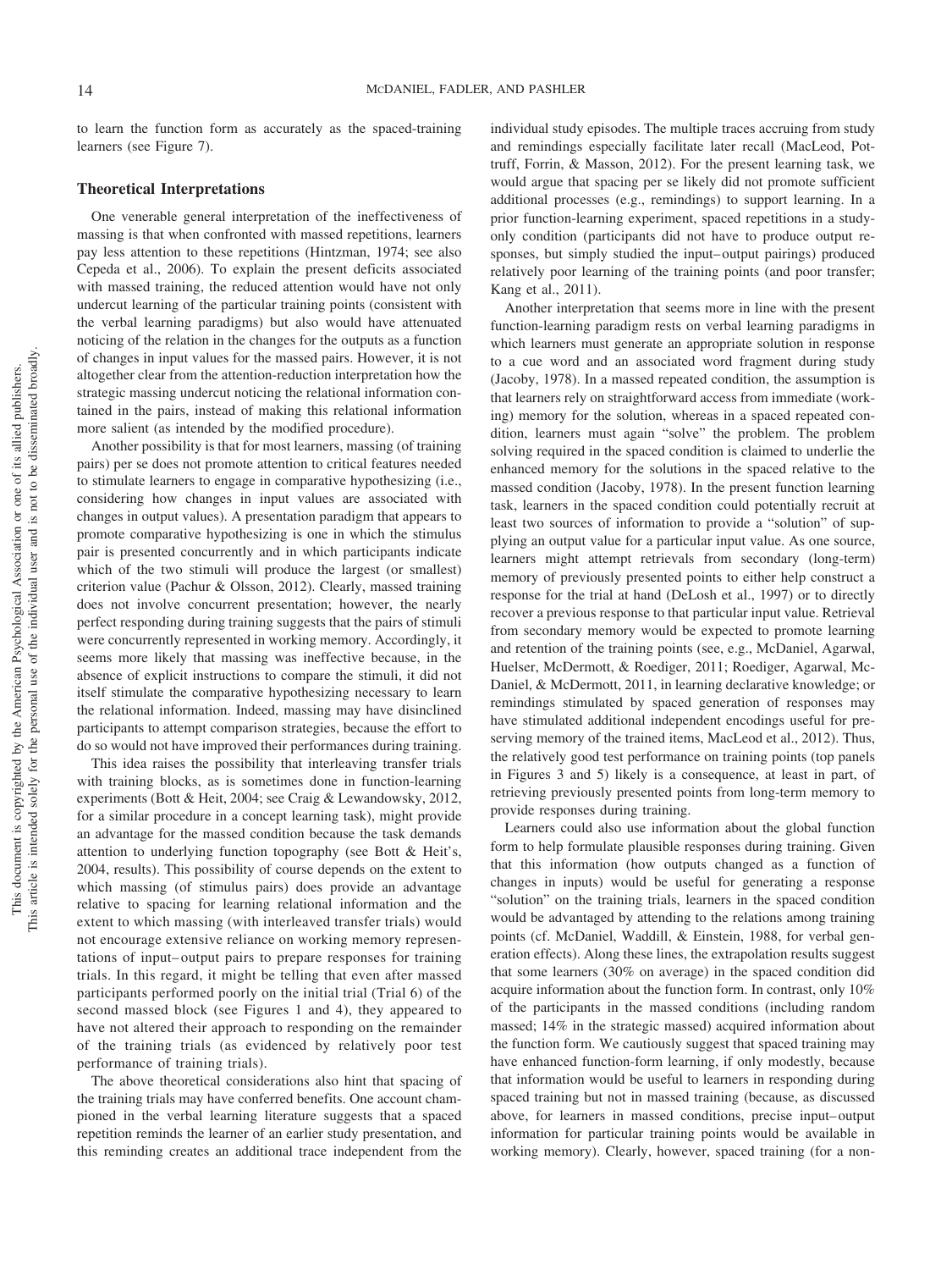to learn the function form as accurately as the spaced-training learners (see Figure 7).

## Theoretical Interpretations

One venerable general interpretation of the ineffectiveness of massing is that when confronted with massed repetitions, learners pay less attention to these repetitions (Hintzman, 1974; see also Cepeda et al., 2006). To explain the present deficits associated with massed training, the reduced attention would have not only undercut learning of the particular training points (consistent with the verbal learning paradigms) but also would have attenuated noticing of the relation in the changes for the outputs as a function of changes in input values for the massed pairs. However, it is not altogether clear from the attention-reduction interpretation how the strategic massing undercut noticing the relational information contained in the pairs, instead of making this relational information more salient (as intended by the modified procedure).

Another possibility is that for most learners, massing (of training pairs) per se does not promote attention to critical features needed to stimulate learners to engage in comparative hypothesizing (i.e., considering how changes in input values are associated with changes in output values). A presentation paradigm that appears to promote comparative hypothesizing is one in which the stimulus pair is presented concurrently and in which participants indicate which of the two stimuli will produce the largest (or smallest) criterion value (Pachur & Olsson, 2012). Clearly, massed training does not involve concurrent presentation; however, the nearly perfect responding during training suggests that the pairs of stimuli were concurrently represented in working memory. Accordingly, it seems more likely that massing was ineffective because, in the absence of explicit instructions to compare the stimuli, it did not itself stimulate the comparative hypothesizing necessary to learn the relational information. Indeed, massing may have disinclined participants to attempt comparison strategies, because the effort to do so would not have improved their performances during training.

This idea raises the possibility that interleaving transfer trials with training blocks, as is sometimes done in function-learning experiments (Bott & Heit, 2004; see Craig & Lewandowsky, 2012, for a similar procedure in a concept learning task), might provide an advantage for the massed condition because the task demands attention to underlying function topography (see Bott & Heit's, 2004, results). This possibility of course depends on the extent to which massing (of stimulus pairs) does provide an advantage relative to spacing for learning relational information and the extent to which massing (with interleaved transfer trials) would not encourage extensive reliance on working memory representations of input–output pairs to prepare responses for training trials. In this regard, it might be telling that even after massed participants performed poorly on the initial trial (Trial 6) of the second massed block (see Figures 1 and 4), they appeared to have not altered their approach to responding on the remainder of the training trials (as evidenced by relatively poor test performance of training trials).

The above theoretical considerations also hint that spacing of the training trials may have conferred benefits. One account championed in the verbal learning literature suggests that a spaced repetition reminds the learner of an earlier study presentation, and this reminding creates an additional trace independent from the individual study episodes. The multiple traces accruing from study and remindings especially facilitate later recall (MacLeod, Pottruff, Forrin, & Masson, 2012). For the present learning task, we would argue that spacing per se likely did not promote sufficient additional processes (e.g., remindings) to support learning. In a prior function-learning experiment, spaced repetitions in a study-only condition (participants did not have to produce output responses, but simply studied the input–output pairings) produced relatively poor learning of the training points (and poor transfer; Kang et al., 2011).

Another interpretation that seems more in line with the present function-learning paradigm rests on verbal learning paradigms in which learners must generate an appropriate solution in response to a cue word and an associated word fragment during study (Jacoby, 1978). In a massed repeated condition, the assumption is that learners rely on straightforward access from immediate (working) memory for the solution, whereas in a spaced repeated condition, learners must again "solve" the problem. The problem solving required in the spaced condition is claimed to underlie the enhanced memory for the solutions in the spaced relative to the massed condition (Jacoby, 1978). In the present function learning task, learners in the spaced condition could potentially recruit at least two sources of information to provide a "solution" of supplying an output value for a particular input value. As one source, learners might attempt retrievals from secondary (long-term) memory of previously presented points to either help construct a response for the trial at hand (DeLosh et al., 1997) or to directly recover a previous response to that particular input value. Retrieval from secondary memory would be expected to promote learning and retention of the training points (see, e.g., McDaniel, Agarwal, Huelser, McDermott, & Roediger, 2011; Roediger, Agarwal, McDaniel, & McDermott, 2011, in learning declarative knowledge; or remindings stimulated by spaced generation of responses may have stimulated additional independent encodings useful for preserving memory of the trained items, MacLeod et al., 2012). Thus, the relatively good test performance on training points (top panels in Figures 3 and 5) likely is a consequence, at least in part, of retrieving previously presented points from long-term memory to provide responses during training.

Learners could also use information about the global function form to help formulate plausible responses during training. Given that this information (how outputs changed as a function of changes in inputs) would be useful for generating a response "solution" on the training trials, learners in the spaced condition would be advantaged by attending to the relations among training points (cf. McDaniel, Waddill, & Einstein, 1988, for verbal generation effects). Along these lines, the extrapolation results suggest that some learners (30% on average) in the spaced condition did acquire information about the function form. In contrast, only 10% of the participants in the massed conditions (including random massed; 14% in the strategic massed) acquired information about the function form. We cautiously suggest that spaced training may have enhanced function-form learning, if only modestly, because that information would be useful to learners in responding during spaced training but not in massed training (because, as discussed above, for learners in massed conditions, precise input–output information for particular training points would be available in working memory). Clearly, however, spaced training (for a non-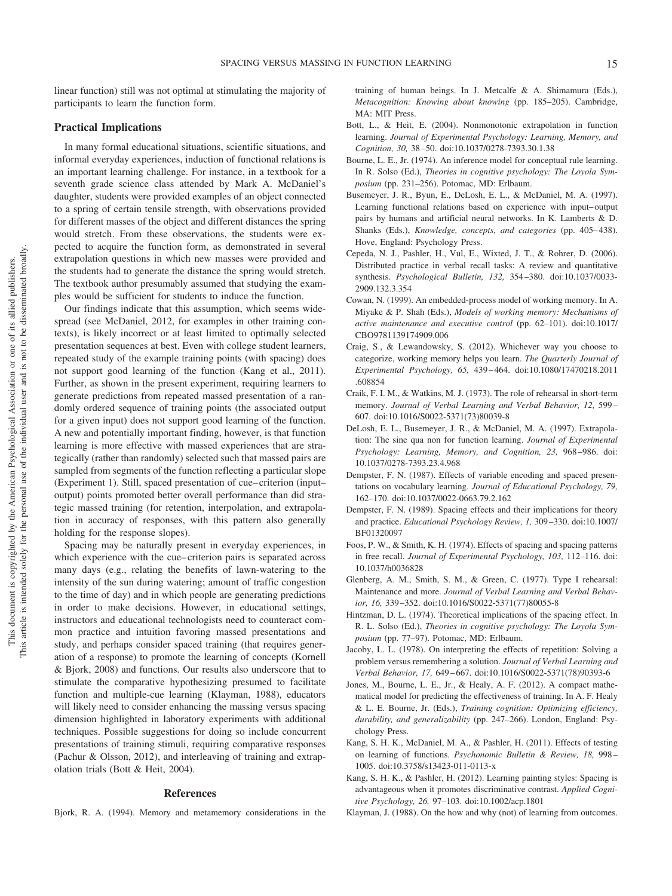linear function) still was not optimal at stimulating the majority of participants to learn the function form.

## Practical Implications

In many formal educational situations, scientific situations, and informal everyday experiences, induction of functional relations is an important learning challenge. For instance, in a textbook for a seventh grade science class attended by Mark A. McDaniel's daughter, students were provided examples of an object connected to a spring of certain tensile strength, with observations provided for different masses of the object and different distances the spring would stretch. From these observations, the students were expected to acquire the function form, as demonstrated in several extrapolation questions in which new masses were provided and the students had to generate the distance the spring would stretch. The textbook author presumably assumed that studying the examples would be sufficient for students to induce the function.

Our findings indicate that this assumption, which seems widespread (see McDaniel, 2012, for examples in other training contexts), is likely incorrect or at least limited to optimally selected presentation sequences at best. Even with college student learners, repeated study of the example training points (with spacing) does not support good learning of the function (Kang et al., 2011). Further, as shown in the present experiment, requiring learners to generate predictions from repeated massed presentation of a randomly ordered sequence of training points (the associated output for a given input) does not support good learning of the function. A new and potentially important finding, however, is that function learning is more effective with massed experiences that are strategically (rather than randomly) selected such that massed pairs are sampled from segments of the function reflecting a particular slope (Experiment 1). Still, spaced presentation of cue–criterion (input–output) points promoted better overall performance than did strategic massed training (for retention, interpolation, and extrapolation in accuracy of responses, with this pattern also generally holding for the response slopes).

Spacing may be naturally present in everyday experiences, in which experience with the cue–criterion pairs is separated across many days (e.g., relating the benefits of lawn-watering to the intensity of the sun during watering; amount of traffic congestion to the time of day) and in which people are generating predictions in order to make decisions. However, in educational settings, instructors and educational technologists need to counteract common practice and intuition favoring massed presentations and study, and perhaps consider spaced training (that requires generation of a response) to promote the learning of concepts (Kornell & Bjork, 2008) and functions. Our results also underscore that to stimulate the comparative hypothesizing presumed to facilitate function and multiple-cue learning (Klayman, 1988), educators will likely need to consider enhancing the massing versus spacing dimension highlighted in laboratory experiments with additional techniques. Possible suggestions for doing so include concurrent presentations of training stimuli, requiring comparative responses (Pachur & Olsson, 2012), and interleaving of training and extrapolation trials (Bott & Heit, 2004).

## References

Bjork, R. A. (1994). Memory and metamemory considerations in the training of human beings. In J. Metcalfe & A. Shimamura (Eds.), *Metacognition: Knowing about knowing* (pp. 185–205). Cambridge, MA: MIT Press.

Bott, L., & Heit, E. (2004). Nonmonotonic extrapolation in function learning. *Journal of Experimental Psychology: Learning, Memory, and Cognition, 30,* 38–50. doi:10.1037/0278-7393.30.1.38

Bourne, L. E., Jr. (1974). An inference model for conceptual rule learning. In R. Solso (Ed.), *Theories in cognitive psychology: The Loyola Symposium* (pp. 231–256). Potomac, MD: Erlbaum.

Busemeyer, J. R., Byun, E., DeLosh, E. L., & McDaniel, M. A. (1997). Learning functional relations based on experience with input–output pairs by humans and artificial neural networks. In K. Lamberts & D. Shanks (Eds.), *Knowledge, concepts, and categories* (pp. 405–438). Hove, England: Psychology Press.

Cepeda, N. J., Pashler, H., Vul, E., Wixted, J. T., & Rohrer, D. (2006). Distributed practice in verbal recall tasks: A review and quantitative synthesis. *Psychological Bulletin, 132,* 354–380. doi:10.1037/0033-2909.132.3.354

Cowan, N. (1999). An embedded-process model of working memory. In A. Miyake & P. Shah (Eds.), *Models of working memory: Mechanisms of active maintenance and executive control* (pp. 62–101). doi:10.1017/CBO9781139174909.006

Craig, S., & Lewandowsky, S. (2012). Whichever way you choose to categorize, working memory helps you learn. *The Quarterly Journal of Experimental Psychology, 65,* 439–464. doi:10.1080/17470218.2011.608854

Craik, F. I. M., & Watkins, M. J. (1973). The role of rehearsal in short-term memory. *Journal of Verbal Learning and Verbal Behavior, 12,* 599–607. doi:10.1016/S0022-5371(73)80039-8

DeLosh, E. L., Busemeyer, J. R., & McDaniel, M. A. (1997). Extrapolation: The sine qua non for function learning. *Journal of Experimental Psychology: Learning, Memory, and Cognition, 23,* 968–986. doi:10.1037/0278-7393.23.4.968

Dempster, F. N. (1987). Effects of variable encoding and spaced presentations on vocabulary learning. *Journal of Educational Psychology, 79,* 162–170. doi:10.1037/0022-0663.79.2.162

Dempster, F. N. (1989). Spacing effects and their implications for theory and practice. *Educational Psychology Review, 1,* 309–330. doi:10.1007/BF01320097

Foos, P. W., & Smith, K. H. (1974). Effects of spacing and spacing patterns in free recall. *Journal of Experimental Psychology, 103,* 112–116. doi:10.1037/h0036828

Glenberg, A. M., Smith, S. M., & Green, C. (1977). Type I rehearsal: Maintenance and more. *Journal of Verbal Learning and Verbal Behavior, 16,* 339–352. doi:10.1016/S0022-5371(77)80055-8

Hintzman, D. L. (1974). Theoretical implications of the spacing effect. In R. L. Solso (Ed.), *Theories in cognitive psychology: The Loyola Symposium* (pp. 77–97). Potomac, MD: Erlbaum.

Jacoby, L. L. (1978). On interpreting the effects of repetition: Solving a problem versus remembering a solution. *Journal of Verbal Learning and Verbal Behavior, 17,* 649–667. doi:10.1016/S0022-5371(78)90393-6

Jones, M., Bourne, L. E., Jr., & Healy, A. F. (2012). A compact mathematical model for predicting the effectiveness of training. In A. F. Healy & L. E. Bourne, Jr. (Eds.), *Training cognition: Optimizing efficiency, durability, and generalizability* (pp. 247–266). London, England: Psychology Press.

Kang, S. H. K., McDaniel, M. A., & Pashler, H. (2011). Effects of testing on learning of functions. *Psychonomic Bulletin & Review, 18,* 998–1005. doi:10.3758/s13423-011-0113-x

Kang, S. H. K., & Pashler, H. (2012). Learning painting styles: Spacing is advantageous when it promotes discriminative contrast. *Applied Cognitive Psychology, 26,* 97–103. doi:10.1002/acp.1801

Klayman, J. (1988). On the how and why (not) of learning from outcomes.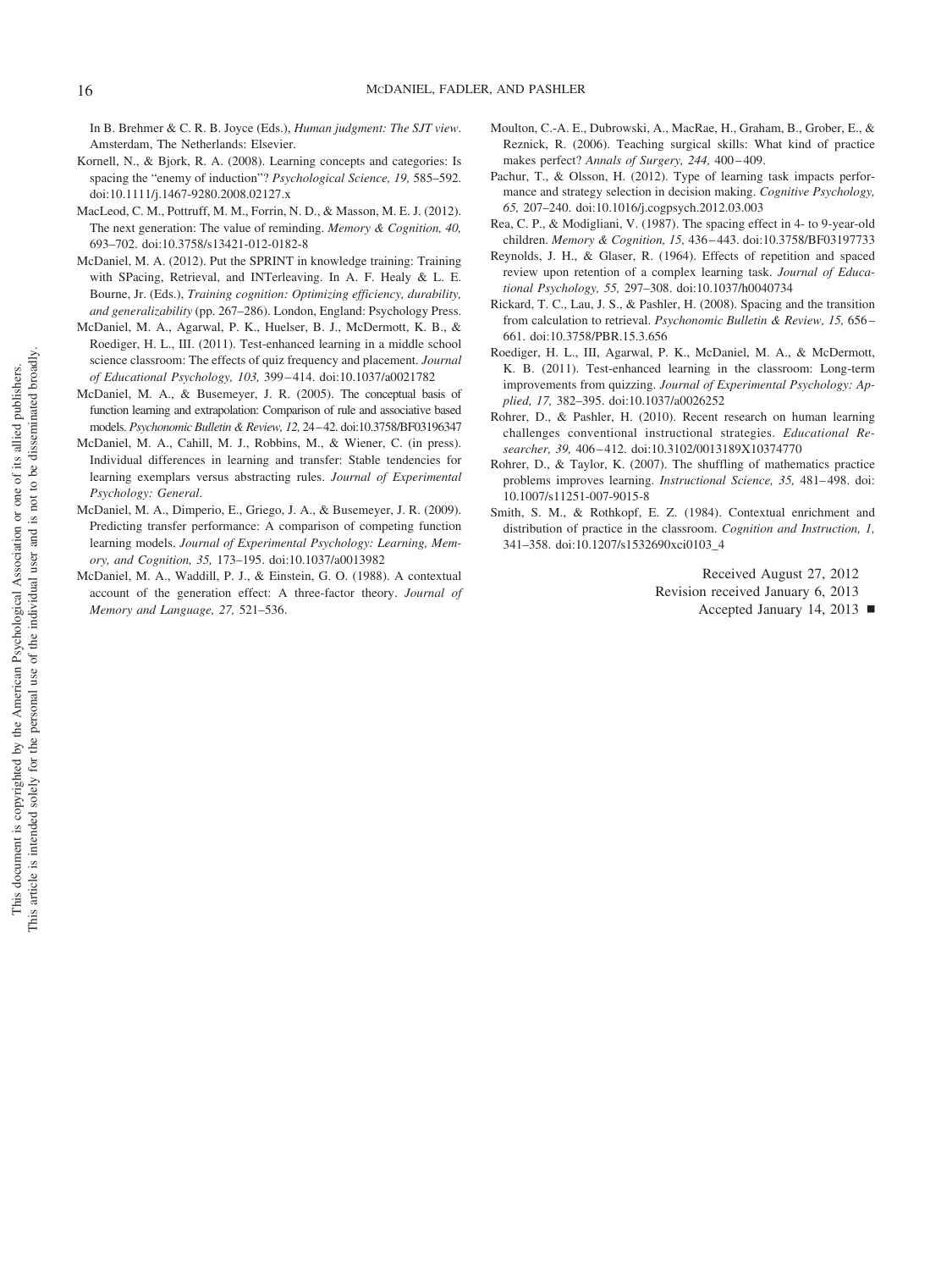In B. Brehmer & C. R. B. Joyce (Eds.), *Human judgment: The SJT view*. Amsterdam, The Netherlands: Elsevier.

Kornell, N., & Bjork, R. A. (2008). Learning concepts and categories: Is spacing the "enemy of induction"? *Psychological Science, 19,* 585–592. doi:10.1111/j.1467-9280.2008.02127.x

MacLeod, C. M., Pottruff, M. M., Forrin, N. D., & Masson, M. E. J. (2012). The next generation: The value of reminding. *Memory & Cognition, 40,* 693–702. doi:10.3758/s13421-012-0182-8

McDaniel, M. A. (2012). Put the SPRINT in knowledge training: Training with SPacing, Retrieval, and INTerleaving. In A. F. Healy & L. E. Bourne, Jr. (Eds.), *Training cognition: Optimizing efficiency, durability, and generalizability* (pp. 267–286). London, England: Psychology Press.

McDaniel, M. A., Agarwal, P. K., Huelser, B. J., McDermott, K. B., & Roediger, H. L., III. (2011). Test-enhanced learning in a middle school science classroom: The effects of quiz frequency and placement. *Journal of Educational Psychology, 103,* 399–414. doi:10.1037/a0021782

McDaniel, M. A., & Busemeyer, J. R. (2005). The conceptual basis of function learning and extrapolation: Comparison of rule and associative based models. *Psychonomic Bulletin & Review, 12,* 24–42. doi:10.3758/BF03196347

McDaniel, M. A., Cahill, M. J., Robbins, M., & Wiener, C. (in press). Individual differences in learning and transfer: Stable tendencies for learning exemplars versus abstracting rules. *Journal of Experimental Psychology: General*.

McDaniel, M. A., Dimperio, E., Griego, J. A., & Busemeyer, J. R. (2009). Predicting transfer performance: A comparison of competing function learning models. *Journal of Experimental Psychology: Learning, Memory, and Cognition, 35,* 173–195. doi:10.1037/a0013982

McDaniel, M. A., Waddill, P. J., & Einstein, G. O. (1988). A contextual account of the generation effect: A three-factor theory. *Journal of Memory and Language, 27,* 521–536.

Moulton, C.-A. E., Dubrowski, A., MacRae, H., Graham, B., Grober, E., & Reznick, R. (2006). Teaching surgical skills: What kind of practice makes perfect? *Annals of Surgery, 244,* 400–409.

Pachur, T., & Olsson, H. (2012). Type of learning task impacts performance and strategy selection in decision making. *Cognitive Psychology, 65,* 207–240. doi:10.1016/j.cogpsych.2012.03.003

Rea, C. P., & Modigliani, V. (1987). The spacing effect in 4- to 9-year-old children. *Memory & Cognition, 15,* 436–443. doi:10.3758/BF03197733

Reynolds, J. H., & Glaser, R. (1964). Effects of repetition and spaced review upon retention of a complex learning task. *Journal of Educational Psychology, 55,* 297–308. doi:10.1037/h0040734

Rickard, T. C., Lau, J. S., & Pashler, H. (2008). Spacing and the transition from calculation to retrieval. *Psychonomic Bulletin & Review, 15,* 656–661. doi:10.3758/PBR.15.3.656

Roediger, H. L., III, Agarwal, P. K., McDaniel, M. A., & McDermott, K. B. (2011). Test-enhanced learning in the classroom: Long-term improvements from quizzing. *Journal of Experimental Psychology: Applied, 17,* 382–395. doi:10.1037/a0026252

Rohrer, D., & Pashler, H. (2010). Recent research on human learning challenges conventional instructional strategies. *Educational Researcher, 39,* 406–412. doi:10.3102/0013189X10374770

Rohrer, D., & Taylor, K. (2007). The shuffling of mathematics practice problems improves learning. *Instructional Science, 35,* 481–498. doi:10.1007/s11251-007-9015-8

Smith, S. M., & Rothkopf, E. Z. (1984). Contextual enrichment and distribution of practice in the classroom. *Cognition and Instruction, 1,* 341–358. doi:10.1207/s1532690xci0103_4

Received August 27, 2012
Revision received January 6, 2013
Accepted January 14, 2013 ■